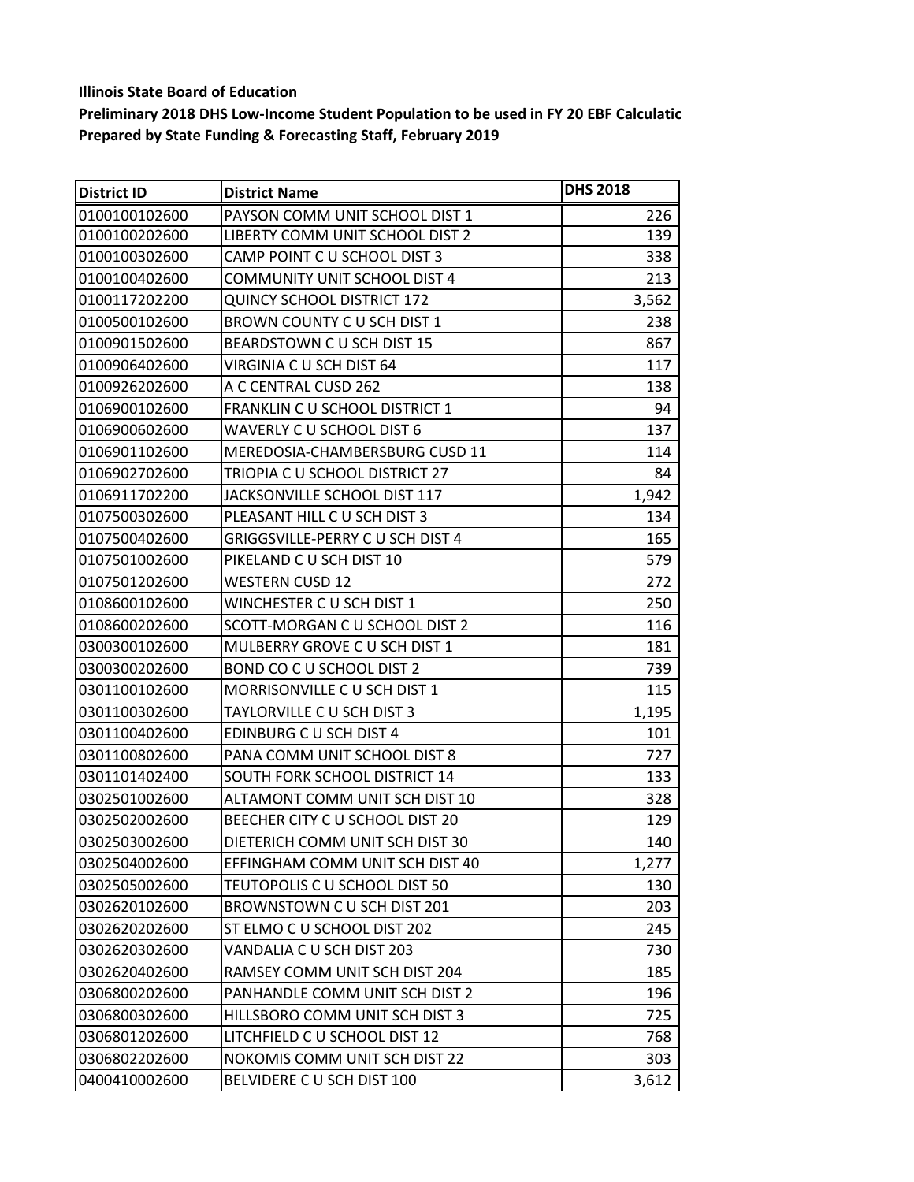**Illinois State Board of Education**

**Preliminary 2018 DHS Low-Income Student Population to be used in FY 20 EBF Calculatic**

**Prepared by State Funding & Forecasting Staff, February 2019**

| District ID | District Name | DHS 2018 |
|---|---|---|
| 0100100102600 | PAYSON COMM UNIT SCHOOL DIST 1 | 226 |
| 0100100202600 | LIBERTY COMM UNIT SCHOOL DIST 2 | 139 |
| 0100100302600 | CAMP POINT C U SCHOOL DIST 3 | 338 |
| 0100100402600 | COMMUNITY UNIT SCHOOL DIST 4 | 213 |
| 0100117202200 | QUINCY SCHOOL DISTRICT 172 | 3,562 |
| 0100500102600 | BROWN COUNTY C U SCH DIST 1 | 238 |
| 0100901502600 | BEARDSTOWN C U SCH DIST 15 | 867 |
| 0100906402600 | VIRGINIA C U SCH DIST 64 | 117 |
| 0100926202600 | A C CENTRAL CUSD 262 | 138 |
| 0106900102600 | FRANKLIN C U SCHOOL DISTRICT 1 | 94 |
| 0106900602600 | WAVERLY C U SCHOOL DIST 6 | 137 |
| 0106901102600 | MEREDOSIA-CHAMBERSBURG CUSD 11 | 114 |
| 0106902702600 | TRIOPIA C U SCHOOL DISTRICT 27 | 84 |
| 0106911702200 | JACKSONVILLE SCHOOL DIST 117 | 1,942 |
| 0107500302600 | PLEASANT HILL C U SCH DIST 3 | 134 |
| 0107500402600 | GRIGGSVILLE-PERRY C U SCH DIST 4 | 165 |
| 0107501002600 | PIKELAND C U SCH DIST 10 | 579 |
| 0107501202600 | WESTERN CUSD 12 | 272 |
| 0108600102600 | WINCHESTER C U SCH DIST 1 | 250 |
| 0108600202600 | SCOTT-MORGAN C U SCHOOL DIST 2 | 116 |
| 0300300102600 | MULBERRY GROVE C U SCH DIST 1 | 181 |
| 0300300202600 | BOND CO C U SCHOOL DIST 2 | 739 |
| 0301100102600 | MORRISONVILLE C U SCH DIST 1 | 115 |
| 0301100302600 | TAYLORVILLE C U SCH DIST 3 | 1,195 |
| 0301100402600 | EDINBURG C U SCH DIST 4 | 101 |
| 0301100802600 | PANA COMM UNIT SCHOOL DIST 8 | 727 |
| 0301101402400 | SOUTH FORK SCHOOL DISTRICT 14 | 133 |
| 0302501002600 | ALTAMONT COMM UNIT SCH DIST 10 | 328 |
| 0302502002600 | BEECHER CITY C U SCHOOL DIST 20 | 129 |
| 0302503002600 | DIETERICH COMM UNIT SCH DIST 30 | 140 |
| 0302504002600 | EFFINGHAM COMM UNIT SCH DIST 40 | 1,277 |
| 0302505002600 | TEUTOPOLIS C U SCHOOL DIST 50 | 130 |
| 0302620102600 | BROWNSTOWN C U SCH DIST 201 | 203 |
| 0302620202600 | ST ELMO C U SCHOOL DIST 202 | 245 |
| 0302620302600 | VANDALIA C U SCH DIST 203 | 730 |
| 0302620402600 | RAMSEY COMM UNIT SCH DIST 204 | 185 |
| 0306800202600 | PANHANDLE COMM UNIT SCH DIST 2 | 196 |
| 0306800302600 | HILLSBORO COMM UNIT SCH DIST 3 | 725 |
| 0306801202600 | LITCHFIELD C U SCHOOL DIST 12 | 768 |
| 0306802202600 | NOKOMIS COMM UNIT SCH DIST 22 | 303 |
| 0400410002600 | BELVIDERE C U SCH DIST 100 | 3,612 |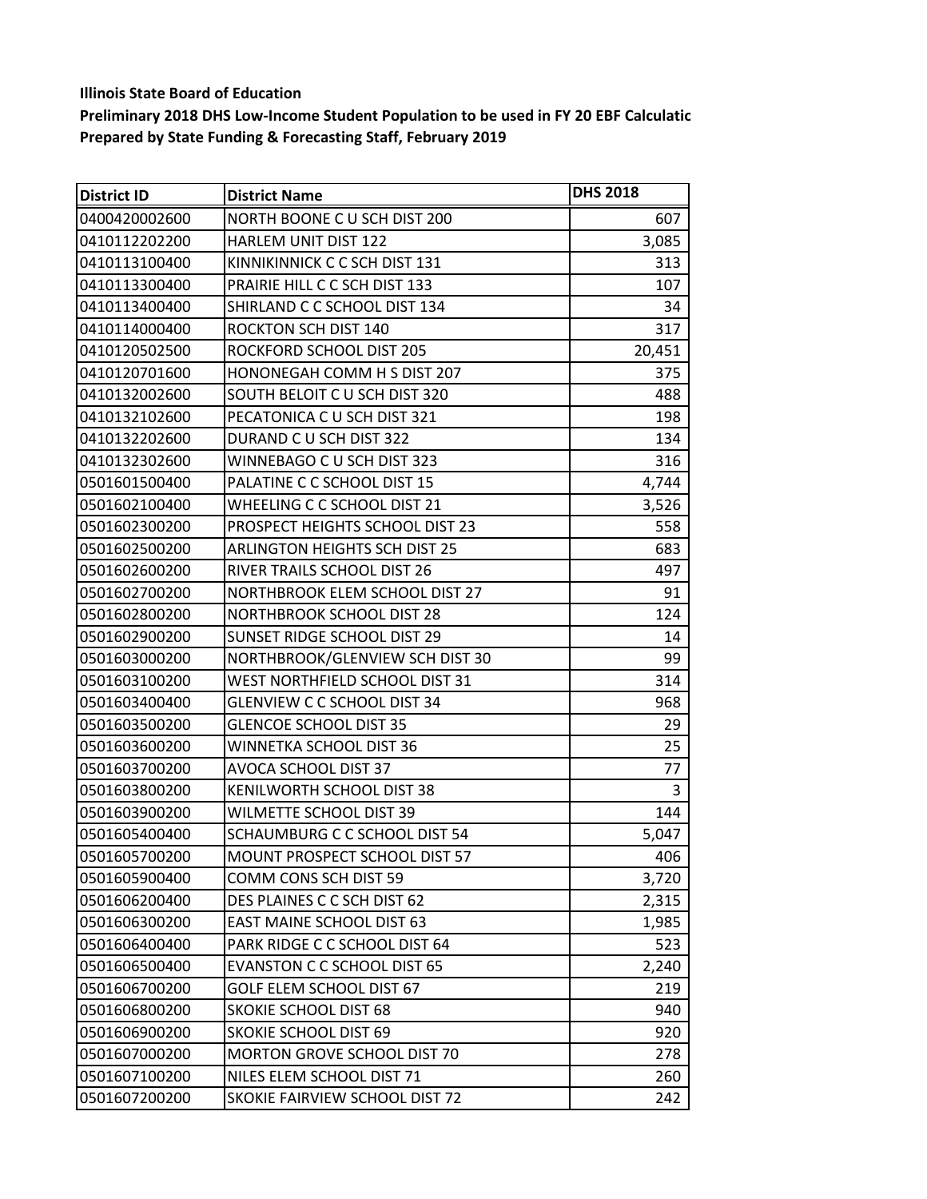**Illinois State Board of Education**

**Preliminary 2018 DHS Low-Income Student Population to be used in FY 20 EBF Calculatic**

**Prepared by State Funding & Forecasting Staff, February 2019**

| District ID | District Name | DHS 2018 |
|---|---|---|
| 0400420002600 | NORTH BOONE C U SCH DIST 200 | 607 |
| 0410112202200 | HARLEM UNIT DIST 122 | 3,085 |
| 0410113100400 | KINNIKINNICK C C SCH DIST 131 | 313 |
| 0410113300400 | PRAIRIE HILL C C SCH DIST 133 | 107 |
| 0410113400400 | SHIRLAND C C SCHOOL DIST 134 | 34 |
| 0410114000400 | ROCKTON SCH DIST 140 | 317 |
| 0410120502500 | ROCKFORD SCHOOL DIST 205 | 20,451 |
| 0410120701600 | HONONEGAH COMM H S DIST 207 | 375 |
| 0410132002600 | SOUTH BELOIT C U SCH DIST 320 | 488 |
| 0410132102600 | PECATONICA C U SCH DIST 321 | 198 |
| 0410132202600 | DURAND C U SCH DIST 322 | 134 |
| 0410132302600 | WINNEBAGO C U SCH DIST 323 | 316 |
| 0501601500400 | PALATINE C C SCHOOL DIST 15 | 4,744 |
| 0501602100400 | WHEELING C C SCHOOL DIST 21 | 3,526 |
| 0501602300200 | PROSPECT HEIGHTS SCHOOL DIST 23 | 558 |
| 0501602500200 | ARLINGTON HEIGHTS SCH DIST 25 | 683 |
| 0501602600200 | RIVER TRAILS SCHOOL DIST 26 | 497 |
| 0501602700200 | NORTHBROOK ELEM SCHOOL DIST 27 | 91 |
| 0501602800200 | NORTHBROOK SCHOOL DIST 28 | 124 |
| 0501602900200 | SUNSET RIDGE SCHOOL DIST 29 | 14 |
| 0501603000200 | NORTHBROOK/GLENVIEW SCH DIST 30 | 99 |
| 0501603100200 | WEST NORTHFIELD SCHOOL DIST 31 | 314 |
| 0501603400400 | GLENVIEW C C SCHOOL DIST 34 | 968 |
| 0501603500200 | GLENCOE SCHOOL DIST 35 | 29 |
| 0501603600200 | WINNETKA SCHOOL DIST 36 | 25 |
| 0501603700200 | AVOCA SCHOOL DIST 37 | 77 |
| 0501603800200 | KENILWORTH SCHOOL DIST 38 | 3 |
| 0501603900200 | WILMETTE SCHOOL DIST 39 | 144 |
| 0501605400400 | SCHAUMBURG C C SCHOOL DIST 54 | 5,047 |
| 0501605700200 | MOUNT PROSPECT SCHOOL DIST 57 | 406 |
| 0501605900400 | COMM CONS SCH DIST 59 | 3,720 |
| 0501606200400 | DES PLAINES C C SCH DIST 62 | 2,315 |
| 0501606300200 | EAST MAINE SCHOOL DIST 63 | 1,985 |
| 0501606400400 | PARK RIDGE C C SCHOOL DIST 64 | 523 |
| 0501606500400 | EVANSTON C C SCHOOL DIST 65 | 2,240 |
| 0501606700200 | GOLF ELEM SCHOOL DIST 67 | 219 |
| 0501606800200 | SKOKIE SCHOOL DIST 68 | 940 |
| 0501606900200 | SKOKIE SCHOOL DIST 69 | 920 |
| 0501607000200 | MORTON GROVE SCHOOL DIST 70 | 278 |
| 0501607100200 | NILES ELEM SCHOOL DIST 71 | 260 |
| 0501607200200 | SKOKIE FAIRVIEW SCHOOL DIST 72 | 242 |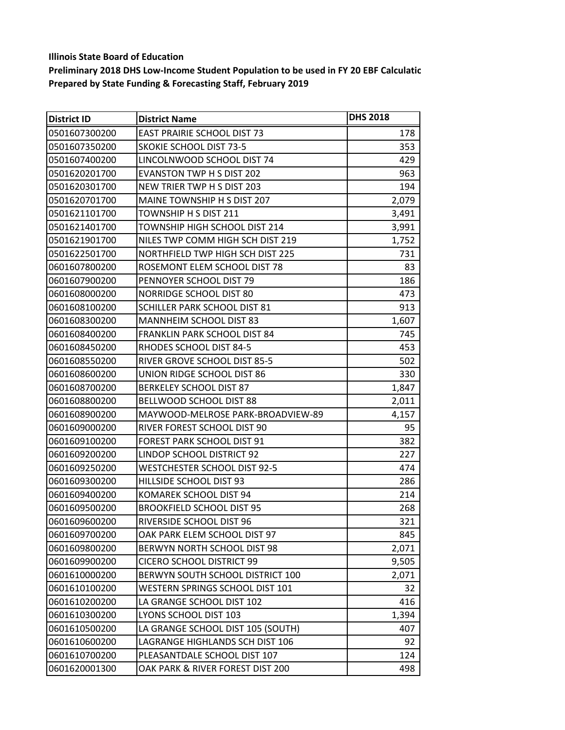**Illinois State Board of Education**

**Preliminary 2018 DHS Low-Income Student Population to be used in FY 20 EBF Calculatic**

**Prepared by State Funding & Forecasting Staff, February 2019**

| District ID | District Name | DHS 2018 |
|---|---|---|
| 0501607300200 | EAST PRAIRIE SCHOOL DIST 73 | 178 |
| 0501607350200 | SKOKIE SCHOOL DIST 73-5 | 353 |
| 0501607400200 | LINCOLNWOOD SCHOOL DIST 74 | 429 |
| 0501620201700 | EVANSTON TWP H S DIST 202 | 963 |
| 0501620301700 | NEW TRIER TWP H S DIST 203 | 194 |
| 0501620701700 | MAINE TOWNSHIP H S DIST 207 | 2,079 |
| 0501621101700 | TOWNSHIP H S DIST 211 | 3,491 |
| 0501621401700 | TOWNSHIP HIGH SCHOOL DIST 214 | 3,991 |
| 0501621901700 | NILES TWP COMM HIGH SCH DIST 219 | 1,752 |
| 0501622501700 | NORTHFIELD TWP HIGH SCH DIST 225 | 731 |
| 0601607800200 | ROSEMONT ELEM SCHOOL DIST 78 | 83 |
| 0601607900200 | PENNOYER SCHOOL DIST 79 | 186 |
| 0601608000200 | NORRIDGE SCHOOL DIST 80 | 473 |
| 0601608100200 | SCHILLER PARK SCHOOL DIST 81 | 913 |
| 0601608300200 | MANNHEIM SCHOOL DIST 83 | 1,607 |
| 0601608400200 | FRANKLIN PARK SCHOOL DIST 84 | 745 |
| 0601608450200 | RHODES SCHOOL DIST 84-5 | 453 |
| 0601608550200 | RIVER GROVE SCHOOL DIST 85-5 | 502 |
| 0601608600200 | UNION RIDGE SCHOOL DIST 86 | 330 |
| 0601608700200 | BERKELEY SCHOOL DIST 87 | 1,847 |
| 0601608800200 | BELLWOOD SCHOOL DIST 88 | 2,011 |
| 0601608900200 | MAYWOOD-MELROSE PARK-BROADVIEW-89 | 4,157 |
| 0601609000200 | RIVER FOREST SCHOOL DIST 90 | 95 |
| 0601609100200 | FOREST PARK SCHOOL DIST 91 | 382 |
| 0601609200200 | LINDOP SCHOOL DISTRICT 92 | 227 |
| 0601609250200 | WESTCHESTER SCHOOL DIST 92-5 | 474 |
| 0601609300200 | HILLSIDE SCHOOL DIST 93 | 286 |
| 0601609400200 | KOMAREK SCHOOL DIST 94 | 214 |
| 0601609500200 | BROOKFIELD SCHOOL DIST 95 | 268 |
| 0601609600200 | RIVERSIDE SCHOOL DIST 96 | 321 |
| 0601609700200 | OAK PARK ELEM SCHOOL DIST 97 | 845 |
| 0601609800200 | BERWYN NORTH SCHOOL DIST 98 | 2,071 |
| 0601609900200 | CICERO SCHOOL DISTRICT 99 | 9,505 |
| 0601610000200 | BERWYN SOUTH SCHOOL DISTRICT 100 | 2,071 |
| 0601610100200 | WESTERN SPRINGS SCHOOL DIST 101 | 32 |
| 0601610200200 | LA GRANGE SCHOOL DIST 102 | 416 |
| 0601610300200 | LYONS SCHOOL DIST 103 | 1,394 |
| 0601610500200 | LA GRANGE SCHOOL DIST 105 (SOUTH) | 407 |
| 0601610600200 | LAGRANGE HIGHLANDS SCH DIST 106 | 92 |
| 0601610700200 | PLEASANTDALE SCHOOL DIST 107 | 124 |
| 0601620001300 | OAK PARK & RIVER FOREST DIST 200 | 498 |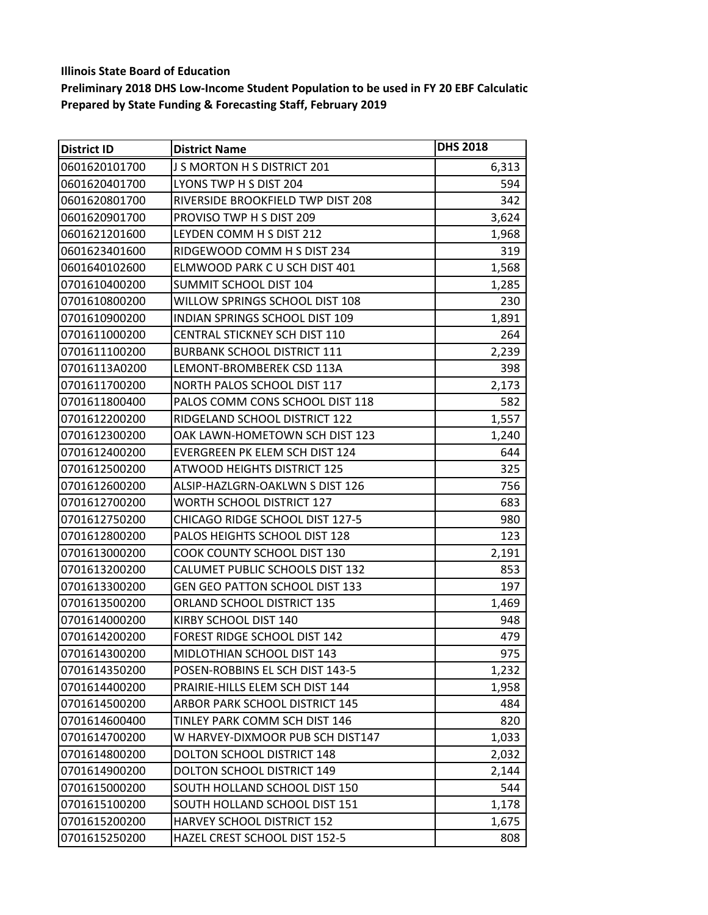**Illinois State Board of Education**

**Preliminary 2018 DHS Low-Income Student Population to be used in FY 20 EBF Calculatio**

**Prepared by State Funding & Forecasting Staff, February 2019**

| District ID | District Name | DHS 2018 |
|---|---|---|
| 0601620101700 | J S MORTON H S DISTRICT 201 | 6,313 |
| 0601620401700 | LYONS TWP H S DIST 204 | 594 |
| 0601620801700 | RIVERSIDE BROOKFIELD TWP DIST 208 | 342 |
| 0601620901700 | PROVISO TWP H S DIST 209 | 3,624 |
| 0601621201600 | LEYDEN COMM H S DIST 212 | 1,968 |
| 0601623401600 | RIDGEWOOD COMM H S DIST 234 | 319 |
| 0601640102600 | ELMWOOD PARK C U SCH DIST 401 | 1,568 |
| 0701610400200 | SUMMIT SCHOOL DIST 104 | 1,285 |
| 0701610800200 | WILLOW SPRINGS SCHOOL DIST 108 | 230 |
| 0701610900200 | INDIAN SPRINGS SCHOOL DIST 109 | 1,891 |
| 0701611000200 | CENTRAL STICKNEY SCH DIST 110 | 264 |
| 0701611100200 | BURBANK SCHOOL DISTRICT 111 | 2,239 |
| 07016113A0200 | LEMONT-BROMBEREK CSD 113A | 398 |
| 0701611700200 | NORTH PALOS SCHOOL DIST 117 | 2,173 |
| 0701611800400 | PALOS COMM CONS SCHOOL DIST 118 | 582 |
| 0701612200200 | RIDGELAND SCHOOL DISTRICT 122 | 1,557 |
| 0701612300200 | OAK LAWN-HOMETOWN SCH DIST 123 | 1,240 |
| 0701612400200 | EVERGREEN PK ELEM SCH DIST 124 | 644 |
| 0701612500200 | ATWOOD HEIGHTS DISTRICT 125 | 325 |
| 0701612600200 | ALSIP-HAZLGRN-OAKLWN S DIST 126 | 756 |
| 0701612700200 | WORTH SCHOOL DISTRICT 127 | 683 |
| 0701612750200 | CHICAGO RIDGE SCHOOL DIST 127-5 | 980 |
| 0701612800200 | PALOS HEIGHTS SCHOOL DIST 128 | 123 |
| 0701613000200 | COOK COUNTY SCHOOL DIST 130 | 2,191 |
| 0701613200200 | CALUMET PUBLIC SCHOOLS DIST 132 | 853 |
| 0701613300200 | GEN GEO PATTON SCHOOL DIST 133 | 197 |
| 0701613500200 | ORLAND SCHOOL DISTRICT 135 | 1,469 |
| 0701614000200 | KIRBY SCHOOL DIST 140 | 948 |
| 0701614200200 | FOREST RIDGE SCHOOL DIST 142 | 479 |
| 0701614300200 | MIDLOTHIAN SCHOOL DIST 143 | 975 |
| 0701614350200 | POSEN-ROBBINS EL SCH DIST 143-5 | 1,232 |
| 0701614400200 | PRAIRIE-HILLS ELEM SCH DIST 144 | 1,958 |
| 0701614500200 | ARBOR PARK SCHOOL DISTRICT 145 | 484 |
| 0701614600400 | TINLEY PARK COMM SCH DIST 146 | 820 |
| 0701614700200 | W HARVEY-DIXMOOR PUB SCH DIST147 | 1,033 |
| 0701614800200 | DOLTON SCHOOL DISTRICT 148 | 2,032 |
| 0701614900200 | DOLTON SCHOOL DISTRICT 149 | 2,144 |
| 0701615000200 | SOUTH HOLLAND SCHOOL DIST 150 | 544 |
| 0701615100200 | SOUTH HOLLAND SCHOOL DIST 151 | 1,178 |
| 0701615200200 | HARVEY SCHOOL DISTRICT 152 | 1,675 |
| 0701615250200 | HAZEL CREST SCHOOL DIST 152-5 | 808 |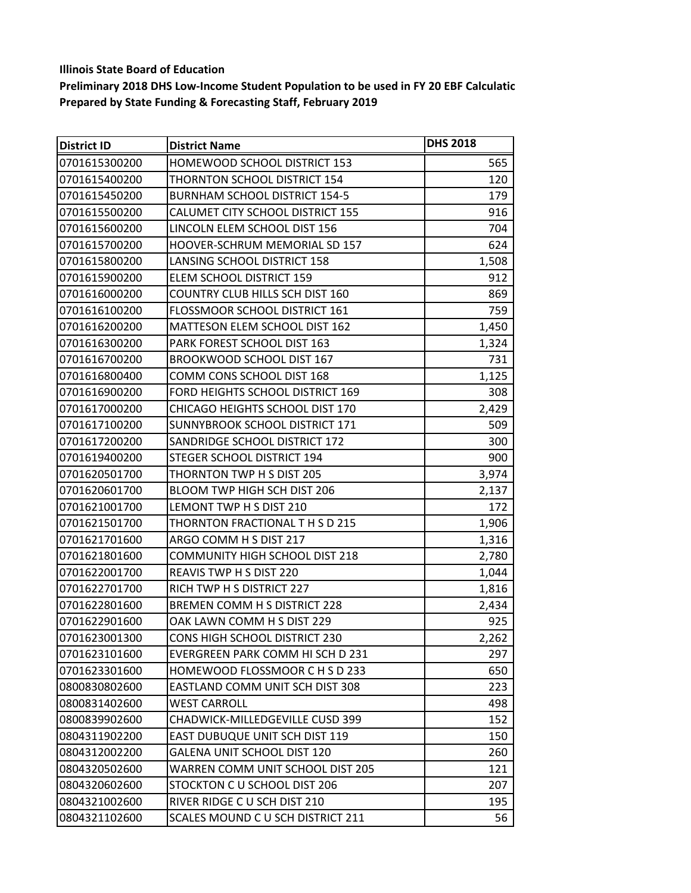**Illinois State Board of Education**

**Preliminary 2018 DHS Low-Income Student Population to be used in FY 20 EBF Calculatio**

**Prepared by State Funding & Forecasting Staff, February 2019**

| District ID | District Name | DHS 2018 |
|---|---|---|
| 0701615300200 | HOMEWOOD SCHOOL DISTRICT 153 | 565 |
| 0701615400200 | THORNTON SCHOOL DISTRICT 154 | 120 |
| 0701615450200 | BURNHAM SCHOOL DISTRICT 154-5 | 179 |
| 0701615500200 | CALUMET CITY SCHOOL DISTRICT 155 | 916 |
| 0701615600200 | LINCOLN ELEM SCHOOL DIST 156 | 704 |
| 0701615700200 | HOOVER-SCHRUM MEMORIAL SD 157 | 624 |
| 0701615800200 | LANSING SCHOOL DISTRICT 158 | 1,508 |
| 0701615900200 | ELEM SCHOOL DISTRICT 159 | 912 |
| 0701616000200 | COUNTRY CLUB HILLS SCH DIST 160 | 869 |
| 0701616100200 | FLOSSMOOR SCHOOL DISTRICT 161 | 759 |
| 0701616200200 | MATTESON ELEM SCHOOL DIST 162 | 1,450 |
| 0701616300200 | PARK FOREST SCHOOL DIST 163 | 1,324 |
| 0701616700200 | BROOKWOOD SCHOOL DIST 167 | 731 |
| 0701616800400 | COMM CONS SCHOOL DIST 168 | 1,125 |
| 0701616900200 | FORD HEIGHTS SCHOOL DISTRICT 169 | 308 |
| 0701617000200 | CHICAGO HEIGHTS SCHOOL DIST 170 | 2,429 |
| 0701617100200 | SUNNYBROOK SCHOOL DISTRICT 171 | 509 |
| 0701617200200 | SANDRIDGE SCHOOL DISTRICT 172 | 300 |
| 0701619400200 | STEGER SCHOOL DISTRICT 194 | 900 |
| 0701620501700 | THORNTON TWP H S DIST 205 | 3,974 |
| 0701620601700 | BLOOM TWP HIGH SCH DIST 206 | 2,137 |
| 0701621001700 | LEMONT TWP H S DIST 210 | 172 |
| 0701621501700 | THORNTON FRACTIONAL T H S D 215 | 1,906 |
| 0701621701600 | ARGO COMM H S DIST 217 | 1,316 |
| 0701621801600 | COMMUNITY HIGH SCHOOL DIST 218 | 2,780 |
| 0701622001700 | REAVIS TWP H S DIST 220 | 1,044 |
| 0701622701700 | RICH TWP H S DISTRICT 227 | 1,816 |
| 0701622801600 | BREMEN COMM H S DISTRICT 228 | 2,434 |
| 0701622901600 | OAK LAWN COMM H S DIST 229 | 925 |
| 0701623001300 | CONS HIGH SCHOOL DISTRICT 230 | 2,262 |
| 0701623101600 | EVERGREEN PARK COMM HI SCH D 231 | 297 |
| 0701623301600 | HOMEWOOD FLOSSMOOR C H S D 233 | 650 |
| 0800830802600 | EASTLAND COMM UNIT SCH DIST 308 | 223 |
| 0800831402600 | WEST CARROLL | 498 |
| 0800839902600 | CHADWICK-MILLEDGEVILLE CUSD 399 | 152 |
| 0804311902200 | EAST DUBUQUE UNIT SCH DIST 119 | 150 |
| 0804312002200 | GALENA UNIT SCHOOL DIST 120 | 260 |
| 0804320502600 | WARREN COMM UNIT SCHOOL DIST 205 | 121 |
| 0804320602600 | STOCKTON C U SCHOOL DIST 206 | 207 |
| 0804321002600 | RIVER RIDGE C U SCH DIST 210 | 195 |
| 0804321102600 | SCALES MOUND C U SCH DISTRICT 211 | 56 |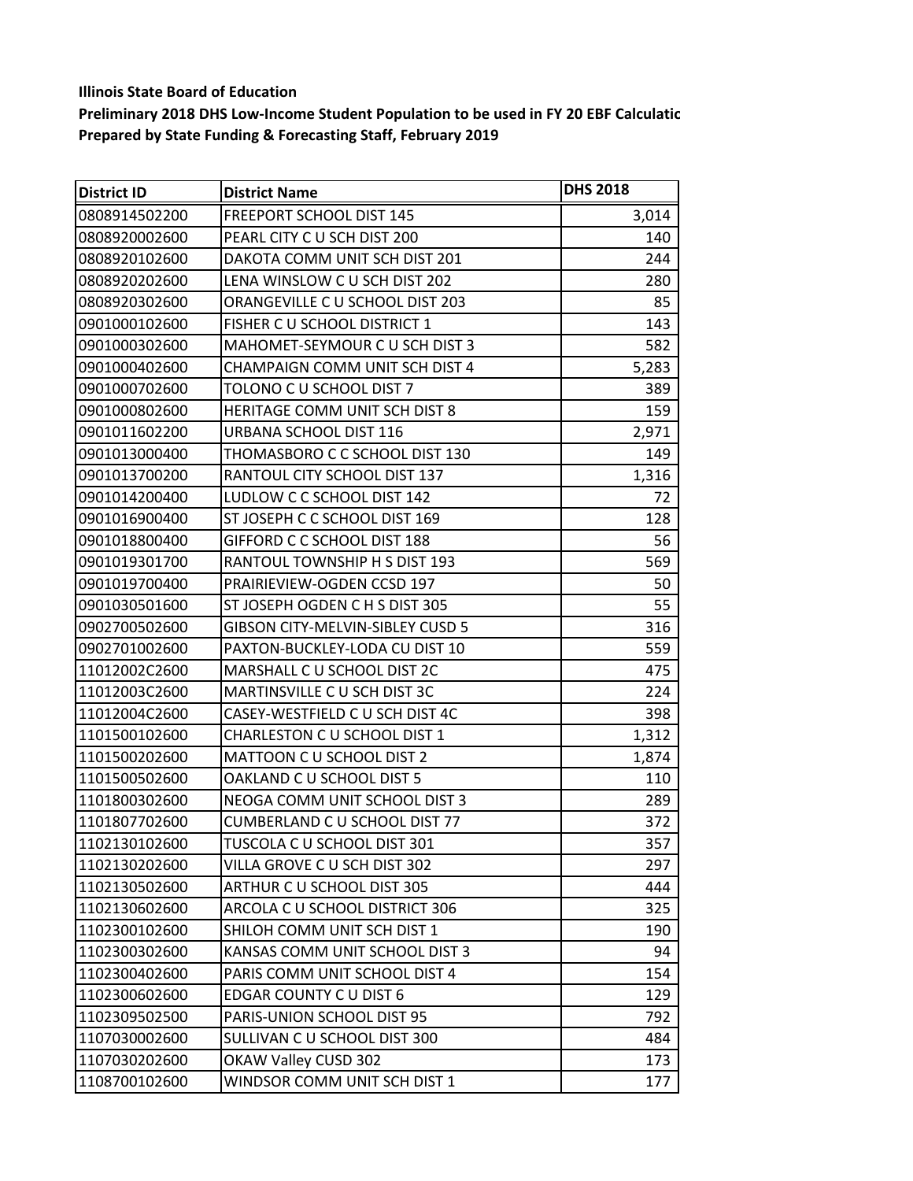**Illinois State Board of Education**

**Preliminary 2018 DHS Low-Income Student Population to be used in FY 20 EBF Calculatic**

**Prepared by State Funding & Forecasting Staff, February 2019**

| District ID | District Name | DHS 2018 |
|---|---|---|
| 0808914502200 | FREEPORT SCHOOL DIST 145 | 3,014 |
| 0808920002600 | PEARL CITY C U SCH DIST 200 | 140 |
| 0808920102600 | DAKOTA COMM UNIT SCH DIST 201 | 244 |
| 0808920202600 | LENA WINSLOW C U SCH DIST 202 | 280 |
| 0808920302600 | ORANGEVILLE C U SCHOOL DIST 203 | 85 |
| 0901000102600 | FISHER C U SCHOOL DISTRICT 1 | 143 |
| 0901000302600 | MAHOMET-SEYMOUR C U SCH DIST 3 | 582 |
| 0901000402600 | CHAMPAIGN COMM UNIT SCH DIST 4 | 5,283 |
| 0901000702600 | TOLONO C U SCHOOL DIST 7 | 389 |
| 0901000802600 | HERITAGE COMM UNIT SCH DIST 8 | 159 |
| 0901011602200 | URBANA SCHOOL DIST 116 | 2,971 |
| 0901013000400 | THOMASBORO C C SCHOOL DIST 130 | 149 |
| 0901013700200 | RANTOUL CITY SCHOOL DIST 137 | 1,316 |
| 0901014200400 | LUDLOW C C SCHOOL DIST 142 | 72 |
| 0901016900400 | ST JOSEPH C C SCHOOL DIST 169 | 128 |
| 0901018800400 | GIFFORD C C SCHOOL DIST 188 | 56 |
| 0901019301700 | RANTOUL TOWNSHIP H S DIST 193 | 569 |
| 0901019700400 | PRAIRIEVIEW-OGDEN CCSD 197 | 50 |
| 0901030501600 | ST JOSEPH OGDEN C H S DIST 305 | 55 |
| 0902700502600 | GIBSON CITY-MELVIN-SIBLEY CUSD 5 | 316 |
| 0902701002600 | PAXTON-BUCKLEY-LODA CU DIST 10 | 559 |
| 11012002C2600 | MARSHALL C U SCHOOL DIST 2C | 475 |
| 11012003C2600 | MARTINSVILLE C U SCH DIST 3C | 224 |
| 11012004C2600 | CASEY-WESTFIELD C U SCH DIST 4C | 398 |
| 1101500102600 | CHARLESTON C U SCHOOL DIST 1 | 1,312 |
| 1101500202600 | MATTOON C U SCHOOL DIST 2 | 1,874 |
| 1101500502600 | OAKLAND C U SCHOOL DIST 5 | 110 |
| 1101800302600 | NEOGA COMM UNIT SCHOOL DIST 3 | 289 |
| 1101807702600 | CUMBERLAND C U SCHOOL DIST 77 | 372 |
| 1102130102600 | TUSCOLA C U SCHOOL DIST 301 | 357 |
| 1102130202600 | VILLA GROVE C U SCH DIST 302 | 297 |
| 1102130502600 | ARTHUR C U SCHOOL DIST 305 | 444 |
| 1102130602600 | ARCOLA C U SCHOOL DISTRICT 306 | 325 |
| 1102300102600 | SHILOH COMM UNIT SCH DIST 1 | 190 |
| 1102300302600 | KANSAS COMM UNIT SCHOOL DIST 3 | 94 |
| 1102300402600 | PARIS COMM UNIT SCHOOL DIST 4 | 154 |
| 1102300602600 | EDGAR COUNTY C U DIST 6 | 129 |
| 1102309502500 | PARIS-UNION SCHOOL DIST 95 | 792 |
| 1107030002600 | SULLIVAN C U SCHOOL DIST 300 | 484 |
| 1107030202600 | OKAW Valley CUSD 302 | 173 |
| 1108700102600 | WINDSOR COMM UNIT SCH DIST 1 | 177 |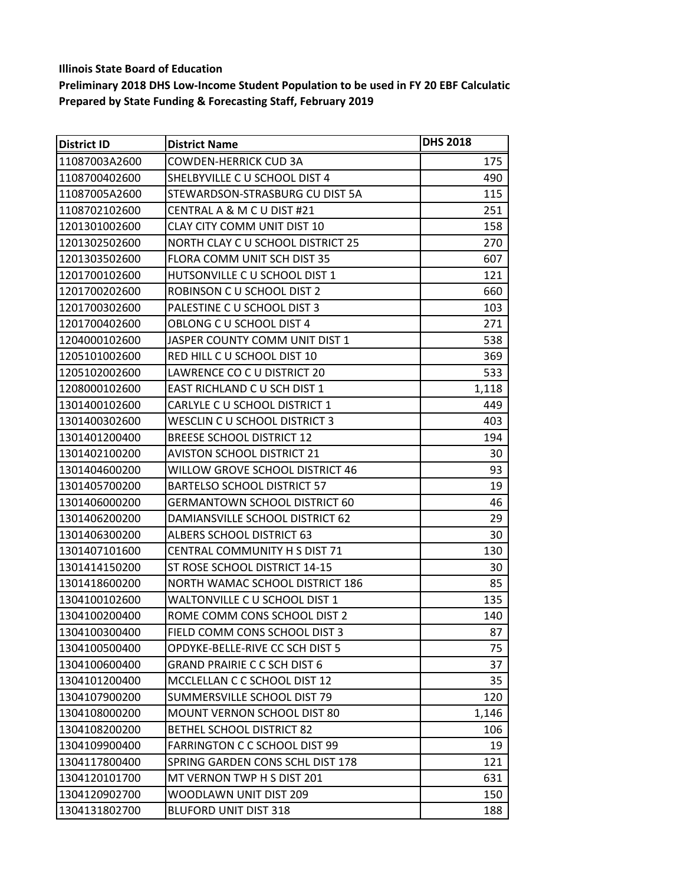**Illinois State Board of Education**

**Preliminary 2018 DHS Low-Income Student Population to be used in FY 20 EBF Calculatic**

**Prepared by State Funding & Forecasting Staff, February 2019**

| District ID | District Name | DHS 2018 |
|---|---|---|
| 11087003A2600 | COWDEN-HERRICK CUD 3A | 175 |
| 1108700402600 | SHELBYVILLE C U SCHOOL DIST 4 | 490 |
| 11087005A2600 | STEWARDSON-STRASBURG CU DIST 5A | 115 |
| 1108702102600 | CENTRAL A & M C U DIST #21 | 251 |
| 1201301002600 | CLAY CITY COMM UNIT DIST 10 | 158 |
| 1201302502600 | NORTH CLAY C U SCHOOL DISTRICT 25 | 270 |
| 1201303502600 | FLORA COMM UNIT SCH DIST 35 | 607 |
| 1201700102600 | HUTSONVILLE C U SCHOOL DIST 1 | 121 |
| 1201700202600 | ROBINSON C U SCHOOL DIST 2 | 660 |
| 1201700302600 | PALESTINE C U SCHOOL DIST 3 | 103 |
| 1201700402600 | OBLONG C U SCHOOL DIST 4 | 271 |
| 1204000102600 | JASPER COUNTY COMM UNIT DIST 1 | 538 |
| 1205101002600 | RED HILL C U SCHOOL DIST 10 | 369 |
| 1205102002600 | LAWRENCE CO C U DISTRICT 20 | 533 |
| 1208000102600 | EAST RICHLAND C U SCH DIST 1 | 1,118 |
| 1301400102600 | CARLYLE C U SCHOOL DISTRICT 1 | 449 |
| 1301400302600 | WESCLIN C U SCHOOL DISTRICT 3 | 403 |
| 1301401200400 | BREESE SCHOOL DISTRICT 12 | 194 |
| 1301402100200 | AVISTON SCHOOL DISTRICT 21 | 30 |
| 1301404600200 | WILLOW GROVE SCHOOL DISTRICT 46 | 93 |
| 1301405700200 | BARTELSO SCHOOL DISTRICT 57 | 19 |
| 1301406000200 | GERMANTOWN SCHOOL DISTRICT 60 | 46 |
| 1301406200200 | DAMIANSVILLE SCHOOL DISTRICT 62 | 29 |
| 1301406300200 | ALBERS SCHOOL DISTRICT 63 | 30 |
| 1301407101600 | CENTRAL COMMUNITY H S DIST 71 | 130 |
| 1301414150200 | ST ROSE SCHOOL DISTRICT 14-15 | 30 |
| 1301418600200 | NORTH WAMAC SCHOOL DISTRICT 186 | 85 |
| 1304100102600 | WALTONVILLE C U SCHOOL DIST 1 | 135 |
| 1304100200400 | ROME COMM CONS SCHOOL DIST 2 | 140 |
| 1304100300400 | FIELD COMM CONS SCHOOL DIST 3 | 87 |
| 1304100500400 | OPDYKE-BELLE-RIVE CC SCH DIST 5 | 75 |
| 1304100600400 | GRAND PRAIRIE C C SCH DIST 6 | 37 |
| 1304101200400 | MCCLELLAN C C SCHOOL DIST 12 | 35 |
| 1304107900200 | SUMMERSVILLE SCHOOL DIST 79 | 120 |
| 1304108000200 | MOUNT VERNON SCHOOL DIST 80 | 1,146 |
| 1304108200200 | BETHEL SCHOOL DISTRICT 82 | 106 |
| 1304109900400 | FARRINGTON C C SCHOOL DIST 99 | 19 |
| 1304117800400 | SPRING GARDEN CONS SCHL DIST 178 | 121 |
| 1304120101700 | MT VERNON TWP H S DIST 201 | 631 |
| 1304120902700 | WOODLAWN UNIT DIST 209 | 150 |
| 1304131802700 | BLUFORD UNIT DIST 318 | 188 |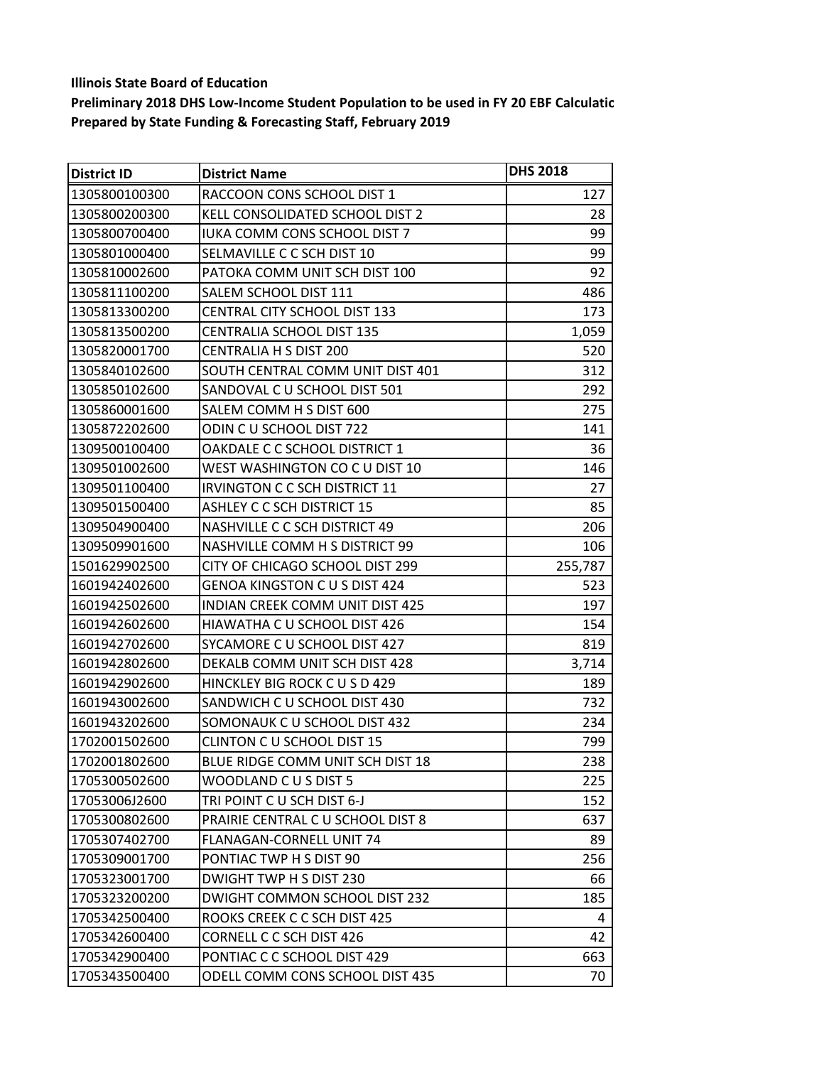**Illinois State Board of Education**

**Preliminary 2018 DHS Low-Income Student Population to be used in FY 20 EBF Calculatic**

**Prepared by State Funding & Forecasting Staff, February 2019**

| District ID | District Name | DHS 2018 |
|---|---|---|
| 1305800100300 | RACCOON CONS SCHOOL DIST 1 | 127 |
| 1305800200300 | KELL CONSOLIDATED SCHOOL DIST 2 | 28 |
| 1305800700400 | IUKA COMM CONS SCHOOL DIST 7 | 99 |
| 1305801000400 | SELMAVILLE C C SCH DIST 10 | 99 |
| 1305810002600 | PATOKA COMM UNIT SCH DIST 100 | 92 |
| 1305811100200 | SALEM SCHOOL DIST 111 | 486 |
| 1305813300200 | CENTRAL CITY SCHOOL DIST 133 | 173 |
| 1305813500200 | CENTRALIA SCHOOL DIST 135 | 1,059 |
| 1305820001700 | CENTRALIA H S DIST 200 | 520 |
| 1305840102600 | SOUTH CENTRAL COMM UNIT DIST 401 | 312 |
| 1305850102600 | SANDOVAL C U SCHOOL DIST 501 | 292 |
| 1305860001600 | SALEM COMM H S DIST 600 | 275 |
| 1305872202600 | ODIN C U SCHOOL DIST 722 | 141 |
| 1309500100400 | OAKDALE C C SCHOOL DISTRICT 1 | 36 |
| 1309501002600 | WEST WASHINGTON CO C U DIST 10 | 146 |
| 1309501100400 | IRVINGTON C C SCH DISTRICT 11 | 27 |
| 1309501500400 | ASHLEY C C SCH DISTRICT 15 | 85 |
| 1309504900400 | NASHVILLE C C SCH DISTRICT 49 | 206 |
| 1309509901600 | NASHVILLE COMM H S DISTRICT 99 | 106 |
| 1501629902500 | CITY OF CHICAGO SCHOOL DIST 299 | 255,787 |
| 1601942402600 | GENOA KINGSTON C U S DIST 424 | 523 |
| 1601942502600 | INDIAN CREEK COMM UNIT DIST 425 | 197 |
| 1601942602600 | HIAWATHA C U SCHOOL DIST 426 | 154 |
| 1601942702600 | SYCAMORE C U SCHOOL DIST 427 | 819 |
| 1601942802600 | DEKALB COMM UNIT SCH DIST 428 | 3,714 |
| 1601942902600 | HINCKLEY BIG ROCK C U S D 429 | 189 |
| 1601943002600 | SANDWICH C U SCHOOL DIST 430 | 732 |
| 1601943202600 | SOMONAUK C U SCHOOL DIST 432 | 234 |
| 1702001502600 | CLINTON C U SCHOOL DIST 15 | 799 |
| 1702001802600 | BLUE RIDGE COMM UNIT SCH DIST 18 | 238 |
| 1705300502600 | WOODLAND C U S DIST 5 | 225 |
| 17053006J2600 | TRI POINT C U SCH DIST 6-J | 152 |
| 1705300802600 | PRAIRIE CENTRAL C U SCHOOL DIST 8 | 637 |
| 1705307402700 | FLANAGAN-CORNELL UNIT 74 | 89 |
| 1705309001700 | PONTIAC TWP H S DIST 90 | 256 |
| 1705323001700 | DWIGHT TWP H S DIST 230 | 66 |
| 1705323200200 | DWIGHT COMMON SCHOOL DIST 232 | 185 |
| 1705342500400 | ROOKS CREEK C C SCH DIST 425 | 4 |
| 1705342600400 | CORNELL C C SCH DIST 426 | 42 |
| 1705342900400 | PONTIAC C C SCHOOL DIST 429 | 663 |
| 1705343500400 | ODELL COMM CONS SCHOOL DIST 435 | 70 |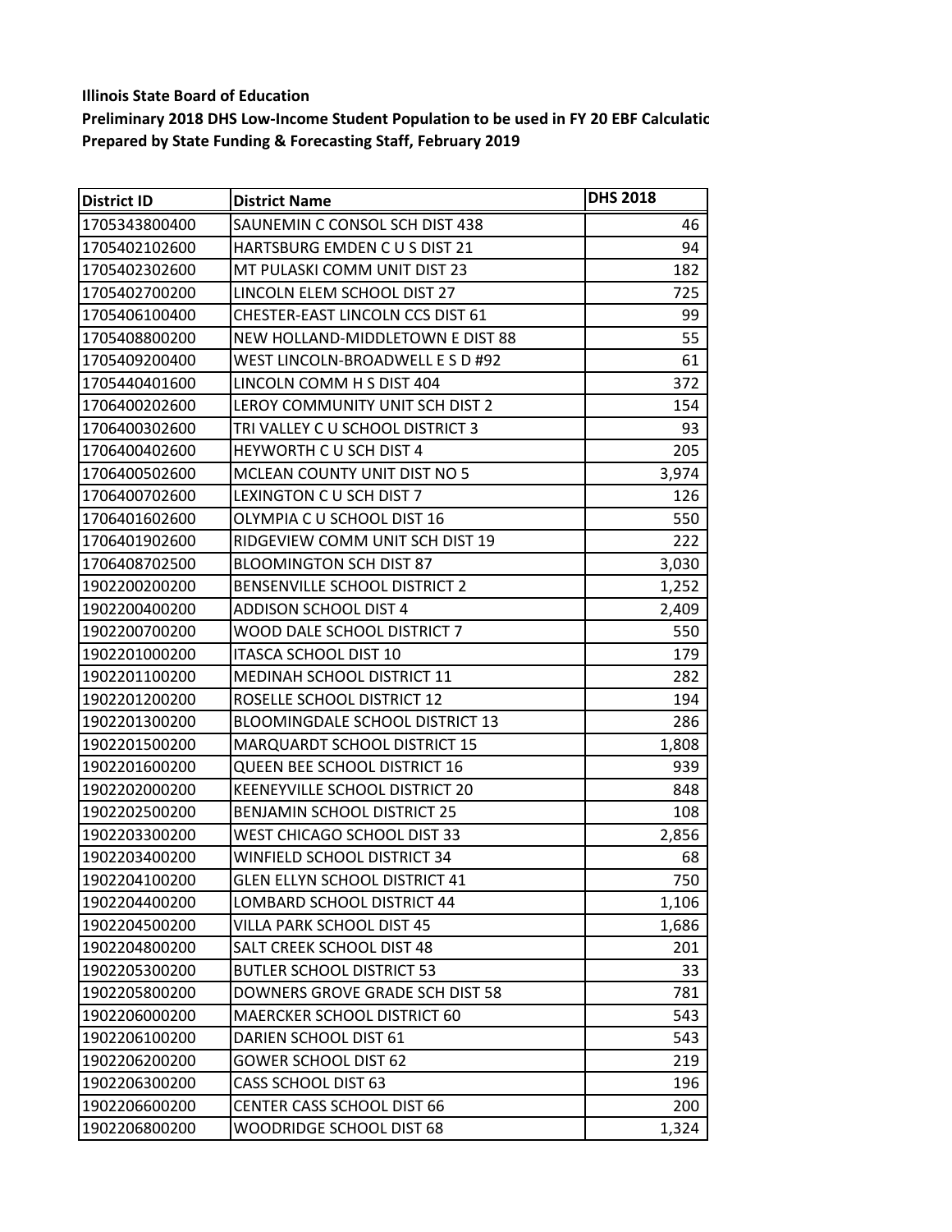**Illinois State Board of Education**

**Preliminary 2018 DHS Low-Income Student Population to be used in FY 20 EBF Calculatic**

**Prepared by State Funding & Forecasting Staff, February 2019**

| District ID | District Name | DHS 2018 |
|---|---|---|
| 1705343800400 | SAUNEMIN C CONSOL SCH DIST 438 | 46 |
| 1705402102600 | HARTSBURG EMDEN C U S DIST 21 | 94 |
| 1705402302600 | MT PULASKI COMM UNIT DIST 23 | 182 |
| 1705402700200 | LINCOLN ELEM SCHOOL DIST 27 | 725 |
| 1705406100400 | CHESTER-EAST LINCOLN CCS DIST 61 | 99 |
| 1705408800200 | NEW HOLLAND-MIDDLETOWN E DIST 88 | 55 |
| 1705409200400 | WEST LINCOLN-BROADWELL E S D #92 | 61 |
| 1705440401600 | LINCOLN COMM H S DIST 404 | 372 |
| 1706400202600 | LEROY COMMUNITY UNIT SCH DIST 2 | 154 |
| 1706400302600 | TRI VALLEY C U SCHOOL DISTRICT 3 | 93 |
| 1706400402600 | HEYWORTH C U SCH DIST 4 | 205 |
| 1706400502600 | MCLEAN COUNTY UNIT DIST NO 5 | 3,974 |
| 1706400702600 | LEXINGTON C U SCH DIST 7 | 126 |
| 1706401602600 | OLYMPIA C U SCHOOL DIST 16 | 550 |
| 1706401902600 | RIDGEVIEW COMM UNIT SCH DIST 19 | 222 |
| 1706408702500 | BLOOMINGTON SCH DIST 87 | 3,030 |
| 1902200200200 | BENSENVILLE SCHOOL DISTRICT 2 | 1,252 |
| 1902200400200 | ADDISON SCHOOL DIST 4 | 2,409 |
| 1902200700200 | WOOD DALE SCHOOL DISTRICT 7 | 550 |
| 1902201000200 | ITASCA SCHOOL DIST 10 | 179 |
| 1902201100200 | MEDINAH SCHOOL DISTRICT 11 | 282 |
| 1902201200200 | ROSELLE SCHOOL DISTRICT 12 | 194 |
| 1902201300200 | BLOOMINGDALE SCHOOL DISTRICT 13 | 286 |
| 1902201500200 | MARQUARDT SCHOOL DISTRICT 15 | 1,808 |
| 1902201600200 | QUEEN BEE SCHOOL DISTRICT 16 | 939 |
| 1902202000200 | KEENEYVILLE SCHOOL DISTRICT 20 | 848 |
| 1902202500200 | BENJAMIN SCHOOL DISTRICT 25 | 108 |
| 1902203300200 | WEST CHICAGO SCHOOL DIST 33 | 2,856 |
| 1902203400200 | WINFIELD SCHOOL DISTRICT 34 | 68 |
| 1902204100200 | GLEN ELLYN SCHOOL DISTRICT 41 | 750 |
| 1902204400200 | LOMBARD SCHOOL DISTRICT 44 | 1,106 |
| 1902204500200 | VILLA PARK SCHOOL DIST 45 | 1,686 |
| 1902204800200 | SALT CREEK SCHOOL DIST 48 | 201 |
| 1902205300200 | BUTLER SCHOOL DISTRICT 53 | 33 |
| 1902205800200 | DOWNERS GROVE GRADE SCH DIST 58 | 781 |
| 1902206000200 | MAERCKER SCHOOL DISTRICT 60 | 543 |
| 1902206100200 | DARIEN SCHOOL DIST 61 | 543 |
| 1902206200200 | GOWER SCHOOL DIST 62 | 219 |
| 1902206300200 | CASS SCHOOL DIST 63 | 196 |
| 1902206600200 | CENTER CASS SCHOOL DIST 66 | 200 |
| 1902206800200 | WOODRIDGE SCHOOL DIST 68 | 1,324 |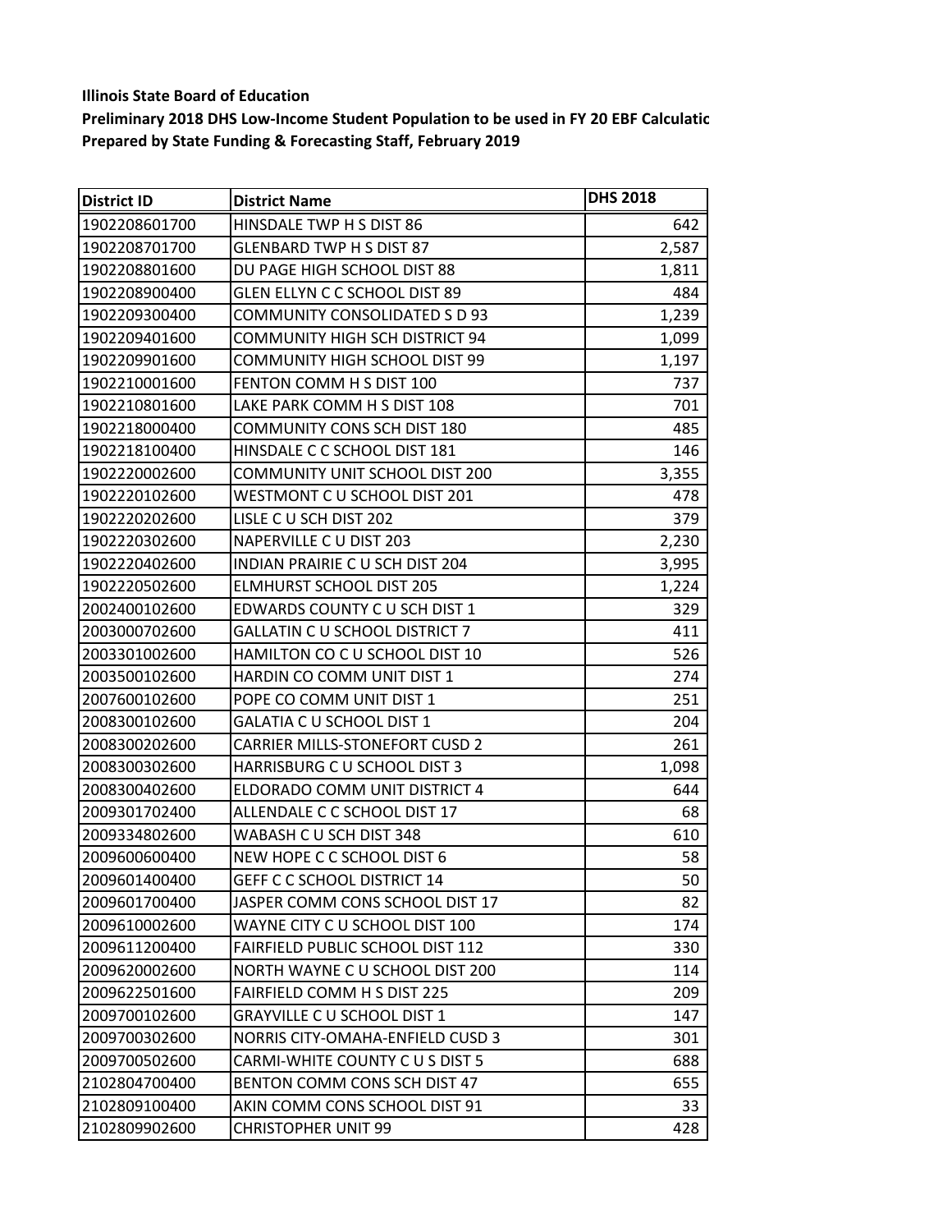**Illinois State Board of Education**

**Preliminary 2018 DHS Low-Income Student Population to be used in FY 20 EBF Calculatic**

**Prepared by State Funding & Forecasting Staff, February 2019**

| District ID | District Name | DHS 2018 |
|---|---|---|
| 1902208601700 | HINSDALE TWP H S DIST 86 | 642 |
| 1902208701700 | GLENBARD TWP H S DIST 87 | 2,587 |
| 1902208801600 | DU PAGE HIGH SCHOOL DIST 88 | 1,811 |
| 1902208900400 | GLEN ELLYN C C SCHOOL DIST 89 | 484 |
| 1902209300400 | COMMUNITY CONSOLIDATED S D 93 | 1,239 |
| 1902209401600 | COMMUNITY HIGH SCH DISTRICT 94 | 1,099 |
| 1902209901600 | COMMUNITY HIGH SCHOOL DIST 99 | 1,197 |
| 1902210001600 | FENTON COMM H S DIST 100 | 737 |
| 1902210801600 | LAKE PARK COMM H S DIST 108 | 701 |
| 1902218000400 | COMMUNITY CONS SCH DIST 180 | 485 |
| 1902218100400 | HINSDALE C C SCHOOL DIST 181 | 146 |
| 1902220002600 | COMMUNITY UNIT SCHOOL DIST 200 | 3,355 |
| 1902220102600 | WESTMONT C U SCHOOL DIST 201 | 478 |
| 1902220202600 | LISLE C U SCH DIST 202 | 379 |
| 1902220302600 | NAPERVILLE C U DIST 203 | 2,230 |
| 1902220402600 | INDIAN PRAIRIE C U SCH DIST 204 | 3,995 |
| 1902220502600 | ELMHURST SCHOOL DIST 205 | 1,224 |
| 2002400102600 | EDWARDS COUNTY C U SCH DIST 1 | 329 |
| 2003000702600 | GALLATIN C U SCHOOL DISTRICT 7 | 411 |
| 2003301002600 | HAMILTON CO C U SCHOOL DIST 10 | 526 |
| 2003500102600 | HARDIN CO COMM UNIT DIST 1 | 274 |
| 2007600102600 | POPE CO COMM UNIT DIST 1 | 251 |
| 2008300102600 | GALATIA C U SCHOOL DIST 1 | 204 |
| 2008300202600 | CARRIER MILLS-STONEFORT CUSD 2 | 261 |
| 2008300302600 | HARRISBURG C U SCHOOL DIST 3 | 1,098 |
| 2008300402600 | ELDORADO COMM UNIT DISTRICT 4 | 644 |
| 2009301702400 | ALLENDALE C C SCHOOL DIST 17 | 68 |
| 2009334802600 | WABASH C U SCH DIST 348 | 610 |
| 2009600600400 | NEW HOPE C C SCHOOL DIST 6 | 58 |
| 2009601400400 | GEFF C C SCHOOL DISTRICT 14 | 50 |
| 2009601700400 | JASPER COMM CONS SCHOOL DIST 17 | 82 |
| 2009610002600 | WAYNE CITY C U SCHOOL DIST 100 | 174 |
| 2009611200400 | FAIRFIELD PUBLIC SCHOOL DIST 112 | 330 |
| 2009620002600 | NORTH WAYNE C U SCHOOL DIST 200 | 114 |
| 2009622501600 | FAIRFIELD COMM H S DIST 225 | 209 |
| 2009700102600 | GRAYVILLE C U SCHOOL DIST 1 | 147 |
| 2009700302600 | NORRIS CITY-OMAHA-ENFIELD CUSD 3 | 301 |
| 2009700502600 | CARMI-WHITE COUNTY C U S DIST 5 | 688 |
| 2102804700400 | BENTON COMM CONS SCH DIST 47 | 655 |
| 2102809100400 | AKIN COMM CONS SCHOOL DIST 91 | 33 |
| 2102809902600 | CHRISTOPHER UNIT 99 | 428 |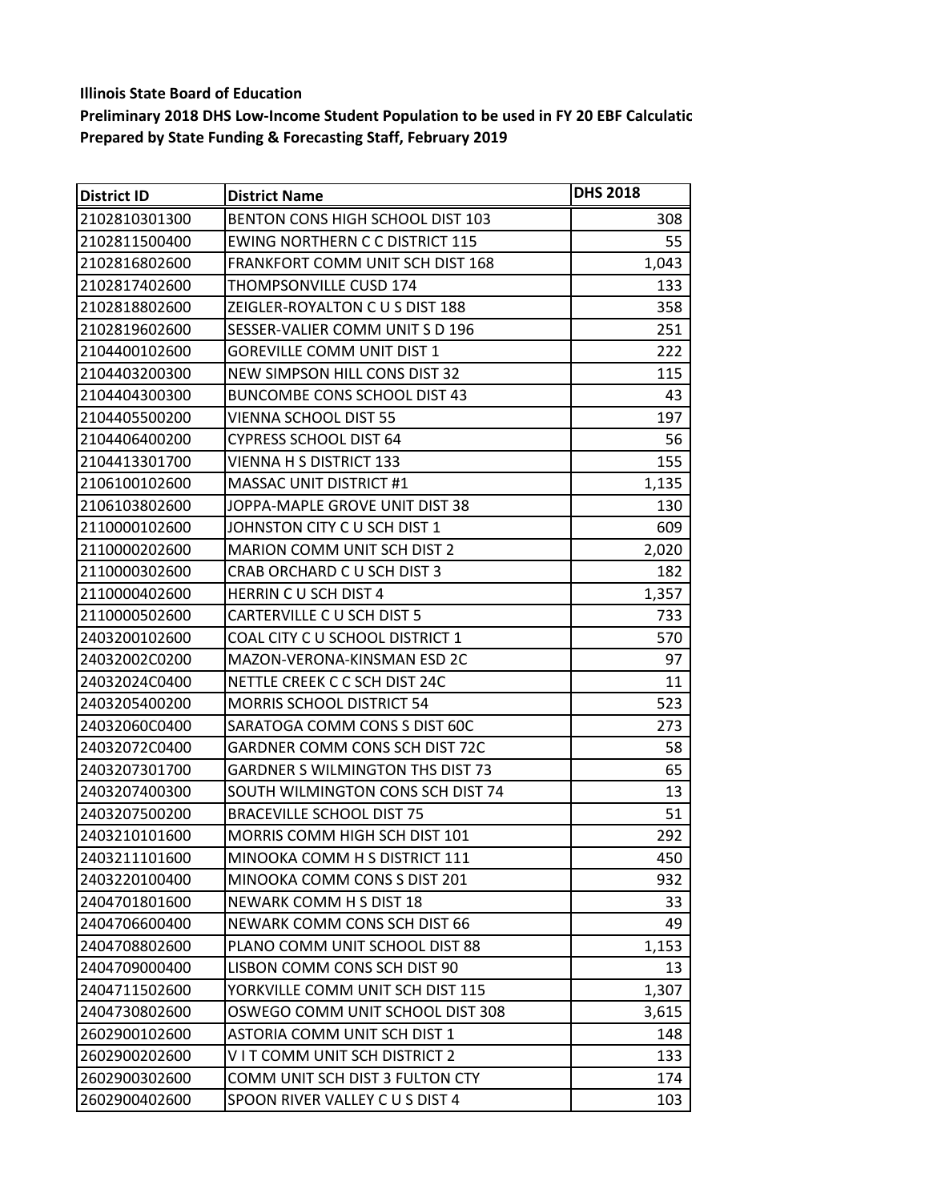**Illinois State Board of Education**

**Preliminary 2018 DHS Low-Income Student Population to be used in FY 20 EBF Calculatio**

**Prepared by State Funding & Forecasting Staff, February 2019**

| District ID | District Name | DHS 2018 |
|---|---|---|
| 2102810301300 | BENTON CONS HIGH SCHOOL DIST 103 | 308 |
| 2102811500400 | EWING NORTHERN C C DISTRICT 115 | 55 |
| 2102816802600 | FRANKFORT COMM UNIT SCH DIST 168 | 1,043 |
| 2102817402600 | THOMPSONVILLE CUSD 174 | 133 |
| 2102818802600 | ZEIGLER-ROYALTON C U S DIST 188 | 358 |
| 2102819602600 | SESSER-VALIER COMM UNIT S D 196 | 251 |
| 2104400102600 | GOREVILLE COMM UNIT DIST 1 | 222 |
| 2104403200300 | NEW SIMPSON HILL CONS DIST 32 | 115 |
| 2104404300300 | BUNCOMBE CONS SCHOOL DIST 43 | 43 |
| 2104405500200 | VIENNA SCHOOL DIST 55 | 197 |
| 2104406400200 | CYPRESS SCHOOL DIST 64 | 56 |
| 2104413301700 | VIENNA H S DISTRICT 133 | 155 |
| 2106100102600 | MASSAC UNIT DISTRICT #1 | 1,135 |
| 2106103802600 | JOPPA-MAPLE GROVE UNIT DIST 38 | 130 |
| 2110000102600 | JOHNSTON CITY C U SCH DIST 1 | 609 |
| 2110000202600 | MARION COMM UNIT SCH DIST 2 | 2,020 |
| 2110000302600 | CRAB ORCHARD C U SCH DIST 3 | 182 |
| 2110000402600 | HERRIN C U SCH DIST 4 | 1,357 |
| 2110000502600 | CARTERVILLE C U SCH DIST 5 | 733 |
| 2403200102600 | COAL CITY C U SCHOOL DISTRICT 1 | 570 |
| 24032002C0200 | MAZON-VERONA-KINSMAN ESD 2C | 97 |
| 24032024C0400 | NETTLE CREEK C C SCH DIST 24C | 11 |
| 2403205400200 | MORRIS SCHOOL DISTRICT 54 | 523 |
| 24032060C0400 | SARATOGA COMM CONS S DIST 60C | 273 |
| 24032072C0400 | GARDNER COMM CONS SCH DIST 72C | 58 |
| 2403207301700 | GARDNER S WILMINGTON THS DIST 73 | 65 |
| 2403207400300 | SOUTH WILMINGTON CONS SCH DIST 74 | 13 |
| 2403207500200 | BRACEVILLE SCHOOL DIST 75 | 51 |
| 2403210101600 | MORRIS COMM HIGH SCH DIST 101 | 292 |
| 2403211101600 | MINOOKA COMM H S DISTRICT 111 | 450 |
| 2403220100400 | MINOOKA COMM CONS S DIST 201 | 932 |
| 2404701801600 | NEWARK COMM H S DIST 18 | 33 |
| 2404706600400 | NEWARK COMM CONS SCH DIST 66 | 49 |
| 2404708802600 | PLANO COMM UNIT SCHOOL DIST 88 | 1,153 |
| 2404709000400 | LISBON COMM CONS SCH DIST 90 | 13 |
| 2404711502600 | YORKVILLE COMM UNIT SCH DIST 115 | 1,307 |
| 2404730802600 | OSWEGO COMM UNIT SCHOOL DIST 308 | 3,615 |
| 2602900102600 | ASTORIA COMM UNIT SCH DIST 1 | 148 |
| 2602900202600 | V I T COMM UNIT SCH DISTRICT 2 | 133 |
| 2602900302600 | COMM UNIT SCH DIST 3 FULTON CTY | 174 |
| 2602900402600 | SPOON RIVER VALLEY C U S DIST 4 | 103 |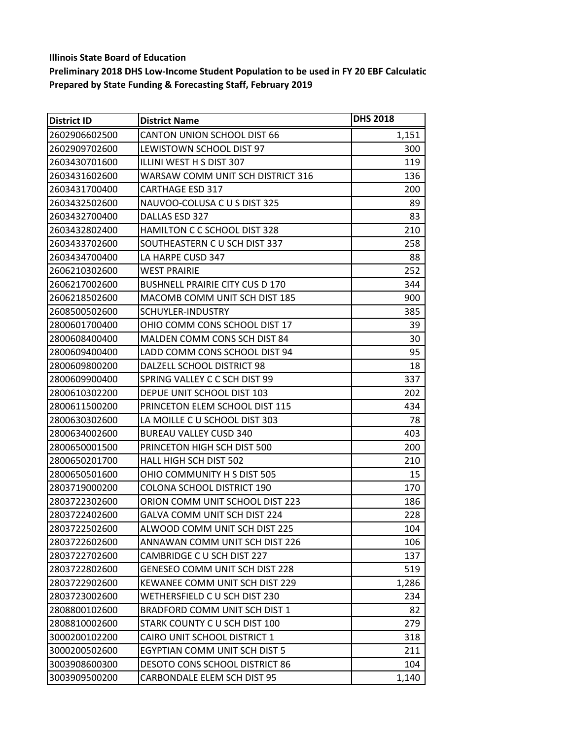**Illinois State Board of Education**

**Preliminary 2018 DHS Low-Income Student Population to be used in FY 20 EBF Calculatic**

**Prepared by State Funding & Forecasting Staff, February 2019**

| District ID | District Name | DHS 2018 |
|---|---|---|
| 2602906602500 | CANTON UNION SCHOOL DIST 66 | 1,151 |
| 2602909702600 | LEWISTOWN SCHOOL DIST 97 | 300 |
| 2603430701600 | ILLINI WEST H S DIST 307 | 119 |
| 2603431602600 | WARSAW COMM UNIT SCH DISTRICT 316 | 136 |
| 2603431700400 | CARTHAGE ESD 317 | 200 |
| 2603432502600 | NAUVOO-COLUSA C U S DIST 325 | 89 |
| 2603432700400 | DALLAS ESD 327 | 83 |
| 2603432802400 | HAMILTON C C SCHOOL DIST 328 | 210 |
| 2603433702600 | SOUTHEASTERN C U SCH DIST 337 | 258 |
| 2603434700400 | LA HARPE CUSD 347 | 88 |
| 2606210302600 | WEST PRAIRIE | 252 |
| 2606217002600 | BUSHNELL PRAIRIE CITY CUS D 170 | 344 |
| 2606218502600 | MACOMB COMM UNIT SCH DIST 185 | 900 |
| 2608500502600 | SCHUYLER-INDUSTRY | 385 |
| 2800601700400 | OHIO COMM CONS SCHOOL DIST 17 | 39 |
| 2800608400400 | MALDEN COMM CONS SCH DIST 84 | 30 |
| 2800609400400 | LADD COMM CONS SCHOOL DIST 94 | 95 |
| 2800609800200 | DALZELL SCHOOL DISTRICT 98 | 18 |
| 2800609900400 | SPRING VALLEY C C SCH DIST 99 | 337 |
| 2800610302200 | DEPUE UNIT SCHOOL DIST 103 | 202 |
| 2800611500200 | PRINCETON ELEM SCHOOL DIST 115 | 434 |
| 2800630302600 | LA MOILLE C U SCHOOL DIST 303 | 78 |
| 2800634002600 | BUREAU VALLEY CUSD 340 | 403 |
| 2800650001500 | PRINCETON HIGH SCH DIST 500 | 200 |
| 2800650201700 | HALL HIGH SCH DIST 502 | 210 |
| 2800650501600 | OHIO COMMUNITY H S DIST 505 | 15 |
| 2803719000200 | COLONA SCHOOL DISTRICT 190 | 170 |
| 2803722302600 | ORION COMM UNIT SCHOOL DIST 223 | 186 |
| 2803722402600 | GALVA COMM UNIT SCH DIST 224 | 228 |
| 2803722502600 | ALWOOD COMM UNIT SCH DIST 225 | 104 |
| 2803722602600 | ANNAWAN COMM UNIT SCH DIST 226 | 106 |
| 2803722702600 | CAMBRIDGE C U SCH DIST 227 | 137 |
| 2803722802600 | GENESEO COMM UNIT SCH DIST 228 | 519 |
| 2803722902600 | KEWANEE COMM UNIT SCH DIST 229 | 1,286 |
| 2803723002600 | WETHERSFIELD C U SCH DIST 230 | 234 |
| 2808800102600 | BRADFORD COMM UNIT SCH DIST 1 | 82 |
| 2808810002600 | STARK COUNTY C U SCH DIST 100 | 279 |
| 3000200102200 | CAIRO UNIT SCHOOL DISTRICT 1 | 318 |
| 3000200502600 | EGYPTIAN COMM UNIT SCH DIST 5 | 211 |
| 3003908600300 | DESOTO CONS SCHOOL DISTRICT 86 | 104 |
| 3003909500200 | CARBONDALE ELEM SCH DIST 95 | 1,140 |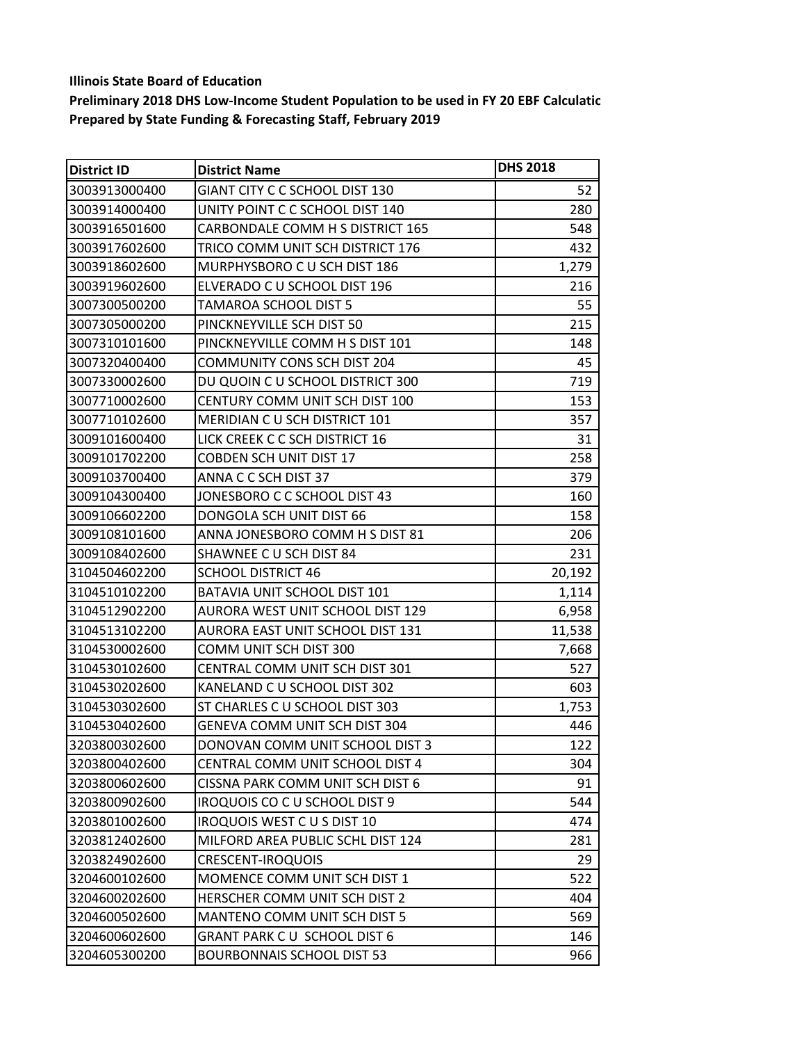**Illinois State Board of Education**

**Preliminary 2018 DHS Low-Income Student Population to be used in FY 20 EBF Calculatio**

**Prepared by State Funding & Forecasting Staff, February 2019**

| District ID | District Name | DHS 2018 |
|---|---|---|
| 3003913000400 | GIANT CITY C C SCHOOL DIST 130 | 52 |
| 3003914000400 | UNITY POINT C C SCHOOL DIST 140 | 280 |
| 3003916501600 | CARBONDALE COMM H S DISTRICT 165 | 548 |
| 3003917602600 | TRICO COMM UNIT SCH DISTRICT 176 | 432 |
| 3003918602600 | MURPHYSBORO C U SCH DIST 186 | 1,279 |
| 3003919602600 | ELVERADO C U SCHOOL DIST 196 | 216 |
| 3007300500200 | TAMAROA SCHOOL DIST 5 | 55 |
| 3007305000200 | PINCKNEYVILLE SCH DIST 50 | 215 |
| 3007310101600 | PINCKNEYVILLE COMM H S DIST 101 | 148 |
| 3007320400400 | COMMUNITY CONS SCH DIST 204 | 45 |
| 3007330002600 | DU QUOIN C U SCHOOL DISTRICT 300 | 719 |
| 3007710002600 | CENTURY COMM UNIT SCH DIST 100 | 153 |
| 3007710102600 | MERIDIAN C U SCH DISTRICT 101 | 357 |
| 3009101600400 | LICK CREEK C C SCH DISTRICT 16 | 31 |
| 3009101702200 | COBDEN SCH UNIT DIST 17 | 258 |
| 3009103700400 | ANNA C C SCH DIST 37 | 379 |
| 3009104300400 | JONESBORO C C SCHOOL DIST 43 | 160 |
| 3009106602200 | DONGOLA SCH UNIT DIST 66 | 158 |
| 3009108101600 | ANNA JONESBORO COMM H S DIST 81 | 206 |
| 3009108402600 | SHAWNEE C U SCH DIST 84 | 231 |
| 3104504602200 | SCHOOL DISTRICT 46 | 20,192 |
| 3104510102200 | BATAVIA UNIT SCHOOL DIST 101 | 1,114 |
| 3104512902200 | AURORA WEST UNIT SCHOOL DIST 129 | 6,958 |
| 3104513102200 | AURORA EAST UNIT SCHOOL DIST 131 | 11,538 |
| 3104530002600 | COMM UNIT SCH DIST 300 | 7,668 |
| 3104530102600 | CENTRAL COMM UNIT SCH DIST 301 | 527 |
| 3104530202600 | KANELAND C U SCHOOL DIST 302 | 603 |
| 3104530302600 | ST CHARLES C U SCHOOL DIST 303 | 1,753 |
| 3104530402600 | GENEVA COMM UNIT SCH DIST 304 | 446 |
| 3203800302600 | DONOVAN COMM UNIT SCHOOL DIST 3 | 122 |
| 3203800402600 | CENTRAL COMM UNIT SCHOOL DIST 4 | 304 |
| 3203800602600 | CISSNA PARK COMM UNIT SCH DIST 6 | 91 |
| 3203800902600 | IROQUOIS CO C U SCHOOL DIST 9 | 544 |
| 3203801002600 | IROQUOIS WEST C U S DIST 10 | 474 |
| 3203812402600 | MILFORD AREA PUBLIC SCHL DIST 124 | 281 |
| 3203824902600 | CRESCENT-IROQUOIS | 29 |
| 3204600102600 | MOMENCE COMM UNIT SCH DIST 1 | 522 |
| 3204600202600 | HERSCHER COMM UNIT SCH DIST 2 | 404 |
| 3204600502600 | MANTENO COMM UNIT SCH DIST 5 | 569 |
| 3204600602600 | GRANT PARK C U SCHOOL DIST 6 | 146 |
| 3204605300200 | BOURBONNAIS SCHOOL DIST 53 | 966 |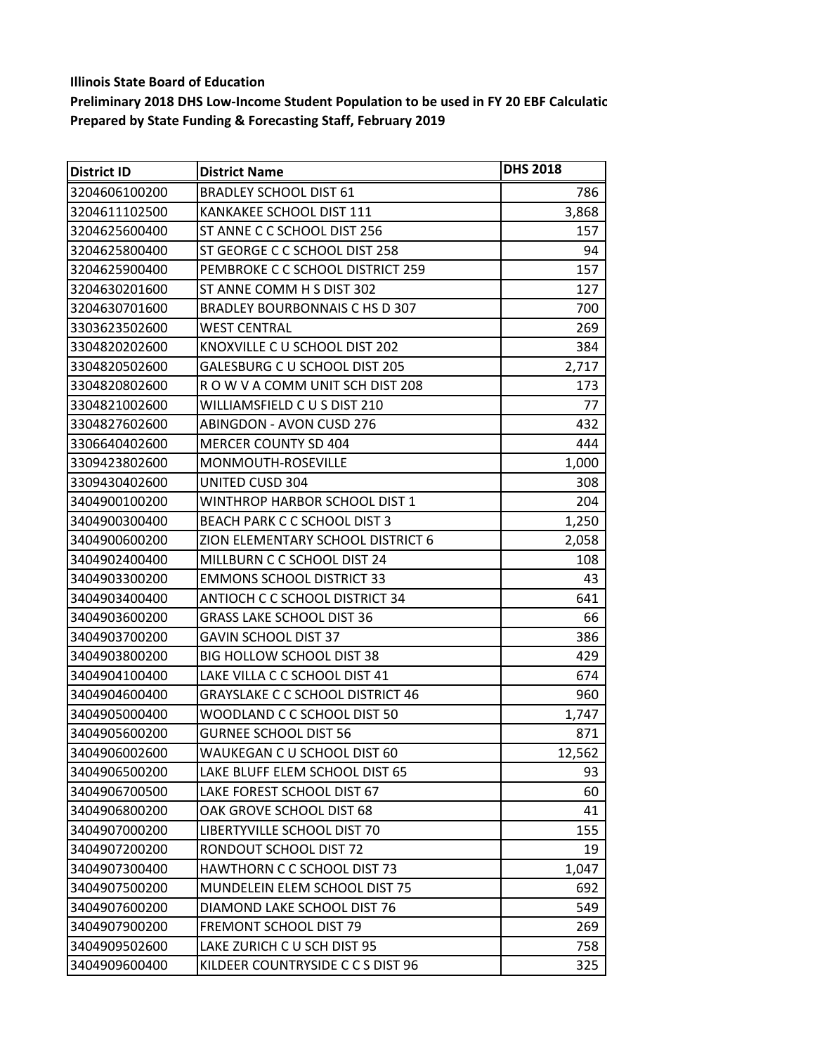**Illinois State Board of Education**

**Preliminary 2018 DHS Low-Income Student Population to be used in FY 20 EBF Calculatic**

**Prepared by State Funding & Forecasting Staff, February 2019**

| District ID | District Name | DHS 2018 |
|---|---|---|
| 3204606100200 | BRADLEY SCHOOL DIST 61 | 786 |
| 3204611102500 | KANKAKEE SCHOOL DIST 111 | 3,868 |
| 3204625600400 | ST ANNE C C SCHOOL DIST 256 | 157 |
| 3204625800400 | ST GEORGE C C SCHOOL DIST 258 | 94 |
| 3204625900400 | PEMBROKE C C SCHOOL DISTRICT 259 | 157 |
| 3204630201600 | ST ANNE COMM H S DIST 302 | 127 |
| 3204630701600 | BRADLEY BOURBONNAIS C HS D 307 | 700 |
| 3303623502600 | WEST CENTRAL | 269 |
| 3304820202600 | KNOXVILLE C U SCHOOL DIST 202 | 384 |
| 3304820502600 | GALESBURG C U SCHOOL DIST 205 | 2,717 |
| 3304820802600 | R O W V A COMM UNIT SCH DIST 208 | 173 |
| 3304821002600 | WILLIAMSFIELD C U S DIST 210 | 77 |
| 3304827602600 | ABINGDON - AVON CUSD 276 | 432 |
| 3306640402600 | MERCER COUNTY SD 404 | 444 |
| 3309423802600 | MONMOUTH-ROSEVILLE | 1,000 |
| 3309430402600 | UNITED CUSD 304 | 308 |
| 3404900100200 | WINTHROP HARBOR SCHOOL DIST 1 | 204 |
| 3404900300400 | BEACH PARK C C SCHOOL DIST 3 | 1,250 |
| 3404900600200 | ZION ELEMENTARY SCHOOL DISTRICT 6 | 2,058 |
| 3404902400400 | MILLBURN C C SCHOOL DIST 24 | 108 |
| 3404903300200 | EMMONS SCHOOL DISTRICT 33 | 43 |
| 3404903400400 | ANTIOCH C C SCHOOL DISTRICT 34 | 641 |
| 3404903600200 | GRASS LAKE SCHOOL DIST 36 | 66 |
| 3404903700200 | GAVIN SCHOOL DIST 37 | 386 |
| 3404903800200 | BIG HOLLOW SCHOOL DIST 38 | 429 |
| 3404904100400 | LAKE VILLA C C SCHOOL DIST 41 | 674 |
| 3404904600400 | GRAYSLAKE C C SCHOOL DISTRICT 46 | 960 |
| 3404905000400 | WOODLAND C C SCHOOL DIST 50 | 1,747 |
| 3404905600200 | GURNEE SCHOOL DIST 56 | 871 |
| 3404906002600 | WAUKEGAN C U SCHOOL DIST 60 | 12,562 |
| 3404906500200 | LAKE BLUFF ELEM SCHOOL DIST 65 | 93 |
| 3404906700500 | LAKE FOREST SCHOOL DIST 67 | 60 |
| 3404906800200 | OAK GROVE SCHOOL DIST 68 | 41 |
| 3404907000200 | LIBERTYVILLE SCHOOL DIST 70 | 155 |
| 3404907200200 | RONDOUT SCHOOL DIST 72 | 19 |
| 3404907300400 | HAWTHORN C C SCHOOL DIST 73 | 1,047 |
| 3404907500200 | MUNDELEIN ELEM SCHOOL DIST 75 | 692 |
| 3404907600200 | DIAMOND LAKE SCHOOL DIST 76 | 549 |
| 3404907900200 | FREMONT SCHOOL DIST 79 | 269 |
| 3404909502600 | LAKE ZURICH C U SCH DIST 95 | 758 |
| 3404909600400 | KILDEER COUNTRYSIDE C C S DIST 96 | 325 |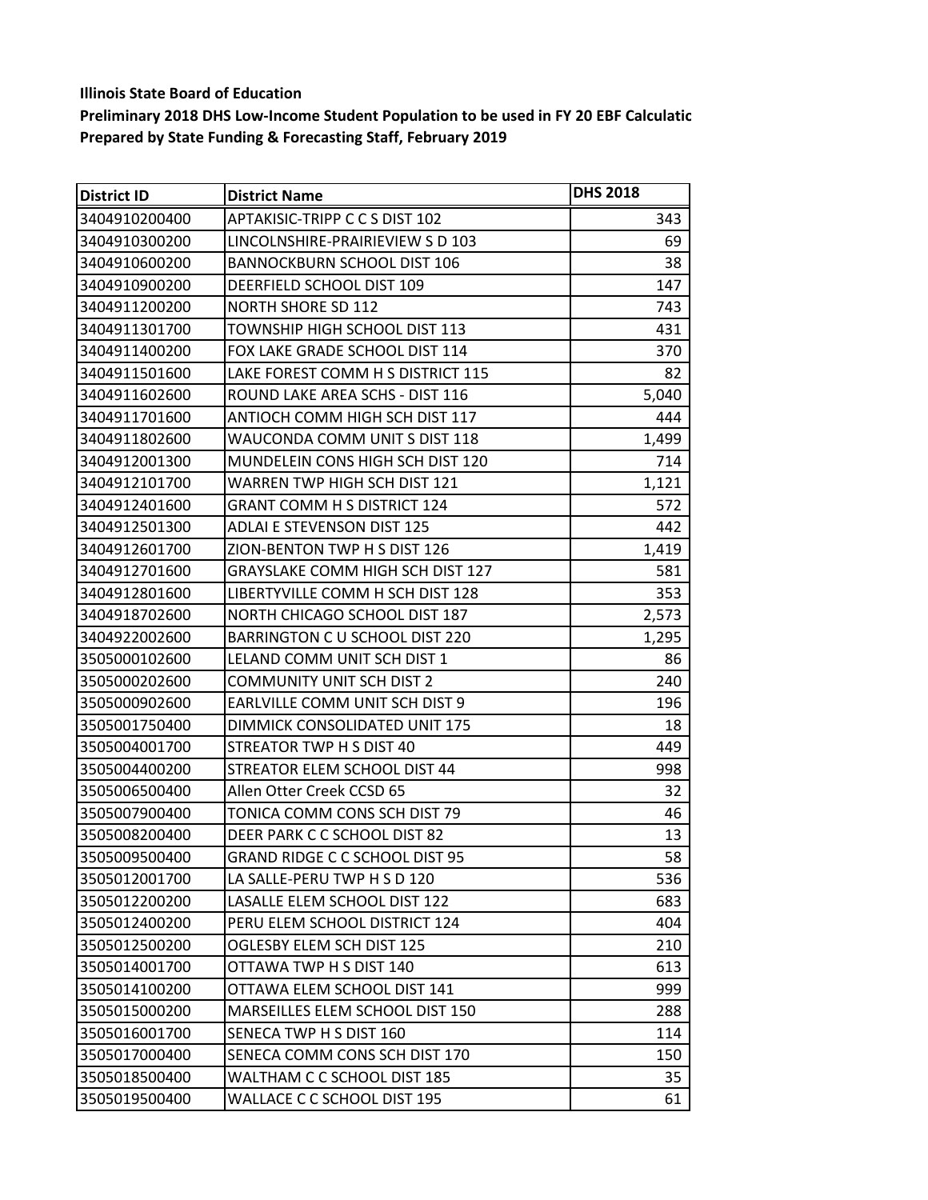**Illinois State Board of Education**

**Preliminary 2018 DHS Low-Income Student Population to be used in FY 20 EBF Calculatic**

**Prepared by State Funding & Forecasting Staff, February 2019**

| District ID | District Name | DHS 2018 |
|---|---|---:|
| 3404910200400 | APTAKISIC-TRIPP C C S DIST 102 | 343 |
| 3404910300200 | LINCOLNSHIRE-PRAIRIEVIEW S D 103 | 69 |
| 3404910600200 | BANNOCKBURN SCHOOL DIST 106 | 38 |
| 3404910900200 | DEERFIELD SCHOOL DIST 109 | 147 |
| 3404911200200 | NORTH SHORE SD 112 | 743 |
| 3404911301700 | TOWNSHIP HIGH SCHOOL DIST 113 | 431 |
| 3404911400200 | FOX LAKE GRADE SCHOOL DIST 114 | 370 |
| 3404911501600 | LAKE FOREST COMM H S DISTRICT 115 | 82 |
| 3404911602600 | ROUND LAKE AREA SCHS - DIST 116 | 5,040 |
| 3404911701600 | ANTIOCH COMM HIGH SCH DIST 117 | 444 |
| 3404911802600 | WAUCONDA COMM UNIT S DIST 118 | 1,499 |
| 3404912001300 | MUNDELEIN CONS HIGH SCH DIST 120 | 714 |
| 3404912101700 | WARREN TWP HIGH SCH DIST 121 | 1,121 |
| 3404912401600 | GRANT COMM H S DISTRICT 124 | 572 |
| 3404912501300 | ADLAI E STEVENSON DIST 125 | 442 |
| 3404912601700 | ZION-BENTON TWP H S DIST 126 | 1,419 |
| 3404912701600 | GRAYSLAKE COMM HIGH SCH DIST 127 | 581 |
| 3404912801600 | LIBERTYVILLE COMM H SCH DIST 128 | 353 |
| 3404918702600 | NORTH CHICAGO SCHOOL DIST 187 | 2,573 |
| 3404922002600 | BARRINGTON C U SCHOOL DIST 220 | 1,295 |
| 3505000102600 | LELAND COMM UNIT SCH DIST 1 | 86 |
| 3505000202600 | COMMUNITY UNIT SCH DIST 2 | 240 |
| 3505000902600 | EARLVILLE COMM UNIT SCH DIST 9 | 196 |
| 3505001750400 | DIMMICK CONSOLIDATED UNIT 175 | 18 |
| 3505004001700 | STREATOR TWP H S DIST 40 | 449 |
| 3505004400200 | STREATOR ELEM SCHOOL DIST 44 | 998 |
| 3505006500400 | Allen Otter Creek CCSD 65 | 32 |
| 3505007900400 | TONICA COMM CONS SCH DIST 79 | 46 |
| 3505008200400 | DEER PARK C C SCHOOL DIST 82 | 13 |
| 3505009500400 | GRAND RIDGE C C SCHOOL DIST 95 | 58 |
| 3505012001700 | LA SALLE-PERU TWP H S D 120 | 536 |
| 3505012200200 | LASALLE ELEM SCHOOL DIST 122 | 683 |
| 3505012400200 | PERU ELEM SCHOOL DISTRICT 124 | 404 |
| 3505012500200 | OGLESBY ELEM SCH DIST 125 | 210 |
| 3505014001700 | OTTAWA TWP H S DIST 140 | 613 |
| 3505014100200 | OTTAWA ELEM SCHOOL DIST 141 | 999 |
| 3505015000200 | MARSEILLES ELEM SCHOOL DIST 150 | 288 |
| 3505016001700 | SENECA TWP H S DIST 160 | 114 |
| 3505017000400 | SENECA COMM CONS SCH DIST 170 | 150 |
| 3505018500400 | WALTHAM C C SCHOOL DIST 185 | 35 |
| 3505019500400 | WALLACE C C SCHOOL DIST 195 | 61 |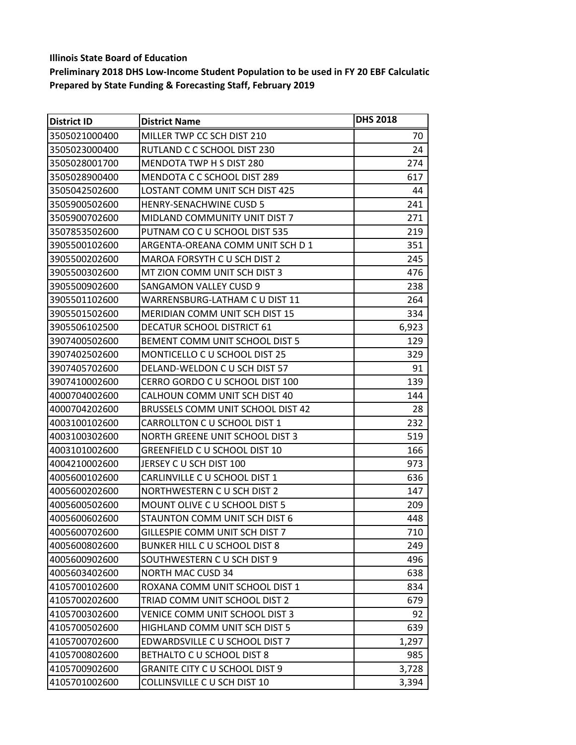**Illinois State Board of Education**

**Preliminary 2018 DHS Low-Income Student Population to be used in FY 20 EBF Calculatic**

**Prepared by State Funding & Forecasting Staff, February 2019**

| District ID | District Name | DHS 2018 |
|---|---|---|
| 3505021000400 | MILLER TWP CC SCH DIST 210 | 70 |
| 3505023000400 | RUTLAND C C SCHOOL DIST 230 | 24 |
| 3505028001700 | MENDOTA TWP H S DIST 280 | 274 |
| 3505028900400 | MENDOTA C C SCHOOL DIST 289 | 617 |
| 3505042502600 | LOSTANT COMM UNIT SCH DIST 425 | 44 |
| 3505900502600 | HENRY-SENACHWINE CUSD 5 | 241 |
| 3505900702600 | MIDLAND COMMUNITY UNIT DIST 7 | 271 |
| 3507853502600 | PUTNAM CO C U SCHOOL DIST 535 | 219 |
| 3905500102600 | ARGENTA-OREANA COMM UNIT SCH D 1 | 351 |
| 3905500202600 | MAROA FORSYTH C U SCH DIST 2 | 245 |
| 3905500302600 | MT ZION COMM UNIT SCH DIST 3 | 476 |
| 3905500902600 | SANGAMON VALLEY CUSD 9 | 238 |
| 3905501102600 | WARRENSBURG-LATHAM C U DIST 11 | 264 |
| 3905501502600 | MERIDIAN COMM UNIT SCH DIST 15 | 334 |
| 3905506102500 | DECATUR SCHOOL DISTRICT 61 | 6,923 |
| 3907400502600 | BEMENT COMM UNIT SCHOOL DIST 5 | 129 |
| 3907402502600 | MONTICELLO C U SCHOOL DIST 25 | 329 |
| 3907405702600 | DELAND-WELDON C U SCH DIST 57 | 91 |
| 3907410002600 | CERRO GORDO C U SCHOOL DIST 100 | 139 |
| 4000704002600 | CALHOUN COMM UNIT SCH DIST 40 | 144 |
| 4000704202600 | BRUSSELS COMM UNIT SCHOOL DIST 42 | 28 |
| 4003100102600 | CARROLLTON C U SCHOOL DIST 1 | 232 |
| 4003100302600 | NORTH GREENE UNIT SCHOOL DIST 3 | 519 |
| 4003101002600 | GREENFIELD C U SCHOOL DIST 10 | 166 |
| 4004210002600 | JERSEY C U SCH DIST 100 | 973 |
| 4005600102600 | CARLINVILLE C U SCHOOL DIST 1 | 636 |
| 4005600202600 | NORTHWESTERN C U SCH DIST 2 | 147 |
| 4005600502600 | MOUNT OLIVE C U SCHOOL DIST 5 | 209 |
| 4005600602600 | STAUNTON COMM UNIT SCH DIST 6 | 448 |
| 4005600702600 | GILLESPIE COMM UNIT SCH DIST 7 | 710 |
| 4005600802600 | BUNKER HILL C U SCHOOL DIST 8 | 249 |
| 4005600902600 | SOUTHWESTERN C U SCH DIST 9 | 496 |
| 4005603402600 | NORTH MAC CUSD 34 | 638 |
| 4105700102600 | ROXANA COMM UNIT SCHOOL DIST 1 | 834 |
| 4105700202600 | TRIAD COMM UNIT SCHOOL DIST 2 | 679 |
| 4105700302600 | VENICE COMM UNIT SCHOOL DIST 3 | 92 |
| 4105700502600 | HIGHLAND COMM UNIT SCH DIST 5 | 639 |
| 4105700702600 | EDWARDSVILLE C U SCHOOL DIST 7 | 1,297 |
| 4105700802600 | BETHALTO C U SCHOOL DIST 8 | 985 |
| 4105700902600 | GRANITE CITY C U SCHOOL DIST 9 | 3,728 |
| 4105701002600 | COLLINSVILLE C U SCH DIST 10 | 3,394 |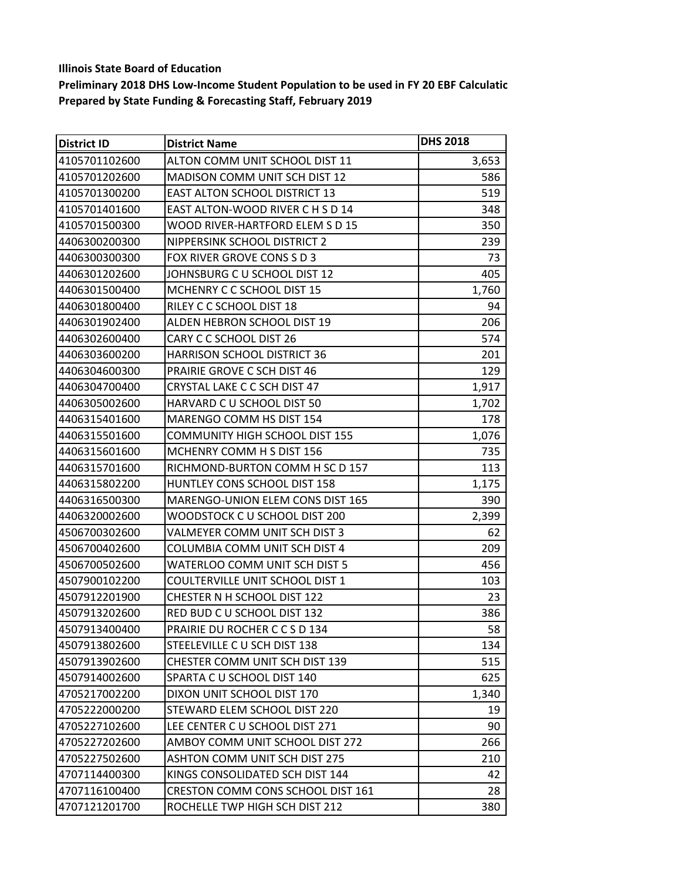**Illinois State Board of Education**

**Preliminary 2018 DHS Low-Income Student Population to be used in FY 20 EBF Calculatic**

**Prepared by State Funding & Forecasting Staff, February 2019**

| District ID | District Name | DHS 2018 |
|---|---|---|
| 4105701102600 | ALTON COMM UNIT SCHOOL DIST 11 | 3,653 |
| 4105701202600 | MADISON COMM UNIT SCH DIST 12 | 586 |
| 4105701300200 | EAST ALTON SCHOOL DISTRICT 13 | 519 |
| 4105701401600 | EAST ALTON-WOOD RIVER C H S D 14 | 348 |
| 4105701500300 | WOOD RIVER-HARTFORD ELEM S D 15 | 350 |
| 4406300200300 | NIPPERSINK SCHOOL DISTRICT 2 | 239 |
| 4406300300300 | FOX RIVER GROVE CONS S D 3 | 73 |
| 4406301202600 | JOHNSBURG C U SCHOOL DIST 12 | 405 |
| 4406301500400 | MCHENRY C C SCHOOL DIST 15 | 1,760 |
| 4406301800400 | RILEY C C SCHOOL DIST 18 | 94 |
| 4406301902400 | ALDEN HEBRON SCHOOL DIST 19 | 206 |
| 4406302600400 | CARY C C SCHOOL DIST 26 | 574 |
| 4406303600200 | HARRISON SCHOOL DISTRICT 36 | 201 |
| 4406304600300 | PRAIRIE GROVE C SCH DIST 46 | 129 |
| 4406304700400 | CRYSTAL LAKE C C SCH DIST 47 | 1,917 |
| 4406305002600 | HARVARD C U SCHOOL DIST 50 | 1,702 |
| 4406315401600 | MARENGO COMM HS DIST 154 | 178 |
| 4406315501600 | COMMUNITY HIGH SCHOOL DIST 155 | 1,076 |
| 4406315601600 | MCHENRY COMM H S DIST 156 | 735 |
| 4406315701600 | RICHMOND-BURTON COMM H SC D 157 | 113 |
| 4406315802200 | HUNTLEY CONS SCHOOL DIST 158 | 1,175 |
| 4406316500300 | MARENGO-UNION ELEM CONS DIST 165 | 390 |
| 4406320002600 | WOODSTOCK C U SCHOOL DIST 200 | 2,399 |
| 4506700302600 | VALMEYER COMM UNIT SCH DIST 3 | 62 |
| 4506700402600 | COLUMBIA COMM UNIT SCH DIST 4 | 209 |
| 4506700502600 | WATERLOO COMM UNIT SCH DIST 5 | 456 |
| 4507900102200 | COULTERVILLE UNIT SCHOOL DIST 1 | 103 |
| 4507912201900 | CHESTER N H SCHOOL DIST 122 | 23 |
| 4507913202600 | RED BUD C U SCHOOL DIST 132 | 386 |
| 4507913400400 | PRAIRIE DU ROCHER C C S D 134 | 58 |
| 4507913802600 | STEELEVILLE C U SCH DIST 138 | 134 |
| 4507913902600 | CHESTER COMM UNIT SCH DIST 139 | 515 |
| 4507914002600 | SPARTA C U SCHOOL DIST 140 | 625 |
| 4705217002200 | DIXON UNIT SCHOOL DIST 170 | 1,340 |
| 4705222000200 | STEWARD ELEM SCHOOL DIST 220 | 19 |
| 4705227102600 | LEE CENTER C U SCHOOL DIST 271 | 90 |
| 4705227202600 | AMBOY COMM UNIT SCHOOL DIST 272 | 266 |
| 4705227502600 | ASHTON COMM UNIT SCH DIST 275 | 210 |
| 4707114400300 | KINGS CONSOLIDATED SCH DIST 144 | 42 |
| 4707116100400 | CRESTON COMM CONS SCHOOL DIST 161 | 28 |
| 4707121201700 | ROCHELLE TWP HIGH SCH DIST 212 | 380 |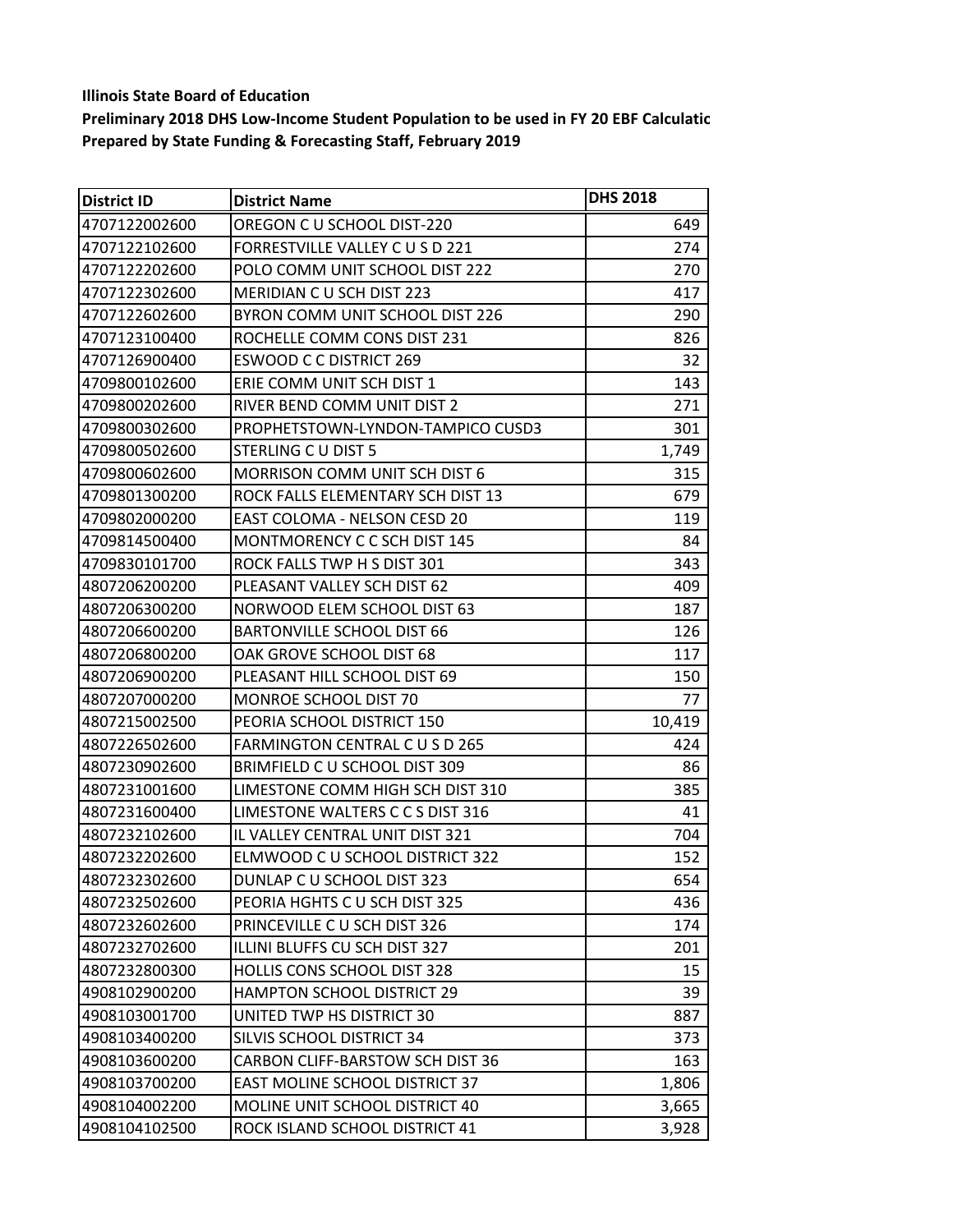**Illinois State Board of Education**

**Preliminary 2018 DHS Low-Income Student Population to be used in FY 20 EBF Calculatic**

**Prepared by State Funding & Forecasting Staff, February 2019**

| District ID | District Name | DHS 2018 |
|---|---|---|
| 4707122002600 | OREGON C U SCHOOL DIST-220 | 649 |
| 4707122102600 | FORRESTVILLE VALLEY C U S D 221 | 274 |
| 4707122202600 | POLO COMM UNIT SCHOOL DIST 222 | 270 |
| 4707122302600 | MERIDIAN C U SCH DIST 223 | 417 |
| 4707122602600 | BYRON COMM UNIT SCHOOL DIST 226 | 290 |
| 4707123100400 | ROCHELLE COMM CONS DIST 231 | 826 |
| 4707126900400 | ESWOOD C C DISTRICT 269 | 32 |
| 4709800102600 | ERIE COMM UNIT SCH DIST 1 | 143 |
| 4709800202600 | RIVER BEND COMM UNIT DIST 2 | 271 |
| 4709800302600 | PROPHETSTOWN-LYNDON-TAMPICO CUSD3 | 301 |
| 4709800502600 | STERLING C U DIST 5 | 1,749 |
| 4709800602600 | MORRISON COMM UNIT SCH DIST 6 | 315 |
| 4709801300200 | ROCK FALLS ELEMENTARY SCH DIST 13 | 679 |
| 4709802000200 | EAST COLOMA - NELSON CESD 20 | 119 |
| 4709814500400 | MONTMORENCY C C SCH DIST 145 | 84 |
| 4709830101700 | ROCK FALLS TWP H S DIST 301 | 343 |
| 4807206200200 | PLEASANT VALLEY SCH DIST 62 | 409 |
| 4807206300200 | NORWOOD ELEM SCHOOL DIST 63 | 187 |
| 4807206600200 | BARTONVILLE SCHOOL DIST 66 | 126 |
| 4807206800200 | OAK GROVE SCHOOL DIST 68 | 117 |
| 4807206900200 | PLEASANT HILL SCHOOL DIST 69 | 150 |
| 4807207000200 | MONROE SCHOOL DIST 70 | 77 |
| 4807215002500 | PEORIA SCHOOL DISTRICT 150 | 10,419 |
| 4807226502600 | FARMINGTON CENTRAL C U S D 265 | 424 |
| 4807230902600 | BRIMFIELD C U SCHOOL DIST 309 | 86 |
| 4807231001600 | LIMESTONE COMM HIGH SCH DIST 310 | 385 |
| 4807231600400 | LIMESTONE WALTERS C C S DIST 316 | 41 |
| 4807232102600 | IL VALLEY CENTRAL UNIT DIST 321 | 704 |
| 4807232202600 | ELMWOOD C U SCHOOL DISTRICT 322 | 152 |
| 4807232302600 | DUNLAP C U SCHOOL DIST 323 | 654 |
| 4807232502600 | PEORIA HGHTS C U SCH DIST 325 | 436 |
| 4807232602600 | PRINCEVILLE C U SCH DIST 326 | 174 |
| 4807232702600 | ILLINI BLUFFS CU SCH DIST 327 | 201 |
| 4807232800300 | HOLLIS CONS SCHOOL DIST 328 | 15 |
| 4908102900200 | HAMPTON SCHOOL DISTRICT 29 | 39 |
| 4908103001700 | UNITED TWP HS DISTRICT 30 | 887 |
| 4908103400200 | SILVIS SCHOOL DISTRICT 34 | 373 |
| 4908103600200 | CARBON CLIFF-BARSTOW SCH DIST 36 | 163 |
| 4908103700200 | EAST MOLINE SCHOOL DISTRICT 37 | 1,806 |
| 4908104002200 | MOLINE UNIT SCHOOL DISTRICT 40 | 3,665 |
| 4908104102500 | ROCK ISLAND SCHOOL DISTRICT 41 | 3,928 |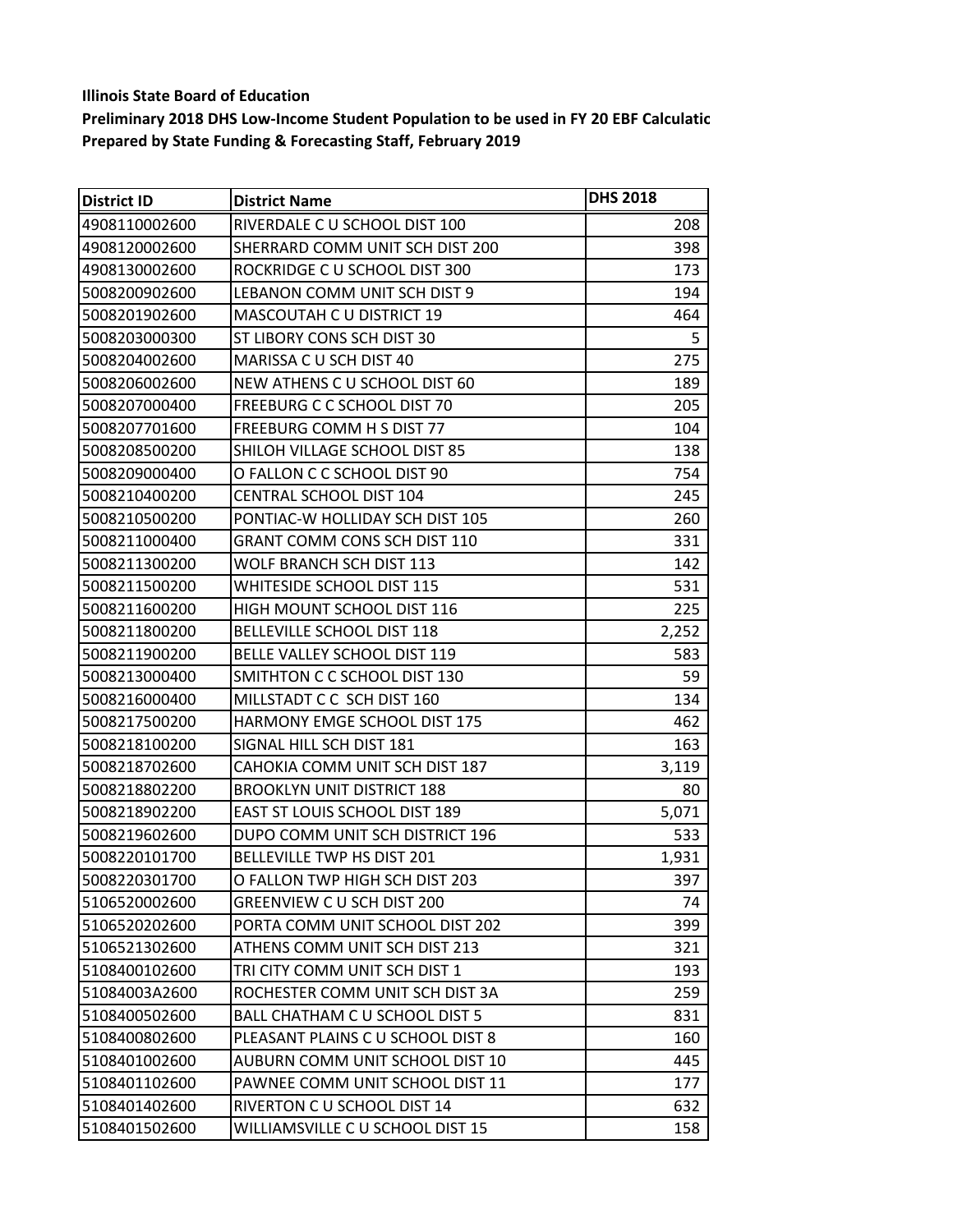**Illinois State Board of Education**

**Preliminary 2018 DHS Low-Income Student Population to be used in FY 20 EBF Calculatic**

**Prepared by State Funding & Forecasting Staff, February 2019**

| District ID | District Name | DHS 2018 |
|---|---|---|
| 4908110002600 | RIVERDALE C U SCHOOL DIST 100 | 208 |
| 4908120002600 | SHERRARD COMM UNIT SCH DIST 200 | 398 |
| 4908130002600 | ROCKRIDGE C U SCHOOL DIST 300 | 173 |
| 5008200902600 | LEBANON COMM UNIT SCH DIST 9 | 194 |
| 5008201902600 | MASCOUTAH C U DISTRICT 19 | 464 |
| 5008203000300 | ST LIBORY CONS SCH DIST 30 | 5 |
| 5008204002600 | MARISSA C U SCH DIST 40 | 275 |
| 5008206002600 | NEW ATHENS C U SCHOOL DIST 60 | 189 |
| 5008207000400 | FREEBURG C C SCHOOL DIST 70 | 205 |
| 5008207701600 | FREEBURG COMM H S DIST 77 | 104 |
| 5008208500200 | SHILOH VILLAGE SCHOOL DIST 85 | 138 |
| 5008209000400 | O FALLON C C SCHOOL DIST 90 | 754 |
| 5008210400200 | CENTRAL SCHOOL DIST 104 | 245 |
| 5008210500200 | PONTIAC-W HOLLIDAY SCH DIST 105 | 260 |
| 5008211000400 | GRANT COMM CONS SCH DIST 110 | 331 |
| 5008211300200 | WOLF BRANCH SCH DIST 113 | 142 |
| 5008211500200 | WHITESIDE SCHOOL DIST 115 | 531 |
| 5008211600200 | HIGH MOUNT SCHOOL DIST 116 | 225 |
| 5008211800200 | BELLEVILLE SCHOOL DIST 118 | 2,252 |
| 5008211900200 | BELLE VALLEY SCHOOL DIST 119 | 583 |
| 5008213000400 | SMITHTON C C SCHOOL DIST 130 | 59 |
| 5008216000400 | MILLSTADT C C SCH DIST 160 | 134 |
| 5008217500200 | HARMONY EMGE SCHOOL DIST 175 | 462 |
| 5008218100200 | SIGNAL HILL SCH DIST 181 | 163 |
| 5008218702600 | CAHOKIA COMM UNIT SCH DIST 187 | 3,119 |
| 5008218802200 | BROOKLYN UNIT DISTRICT 188 | 80 |
| 5008218902200 | EAST ST LOUIS SCHOOL DIST 189 | 5,071 |
| 5008219602600 | DUPO COMM UNIT SCH DISTRICT 196 | 533 |
| 5008220101700 | BELLEVILLE TWP HS DIST 201 | 1,931 |
| 5008220301700 | O FALLON TWP HIGH SCH DIST 203 | 397 |
| 5106520002600 | GREENVIEW C U SCH DIST 200 | 74 |
| 5106520202600 | PORTA COMM UNIT SCHOOL DIST 202 | 399 |
| 5106521302600 | ATHENS COMM UNIT SCH DIST 213 | 321 |
| 5108400102600 | TRI CITY COMM UNIT SCH DIST 1 | 193 |
| 51084003A2600 | ROCHESTER COMM UNIT SCH DIST 3A | 259 |
| 5108400502600 | BALL CHATHAM C U SCHOOL DIST 5 | 831 |
| 5108400802600 | PLEASANT PLAINS C U SCHOOL DIST 8 | 160 |
| 5108401002600 | AUBURN COMM UNIT SCHOOL DIST 10 | 445 |
| 5108401102600 | PAWNEE COMM UNIT SCHOOL DIST 11 | 177 |
| 5108401402600 | RIVERTON C U SCHOOL DIST 14 | 632 |
| 5108401502600 | WILLIAMSVILLE C U SCHOOL DIST 15 | 158 |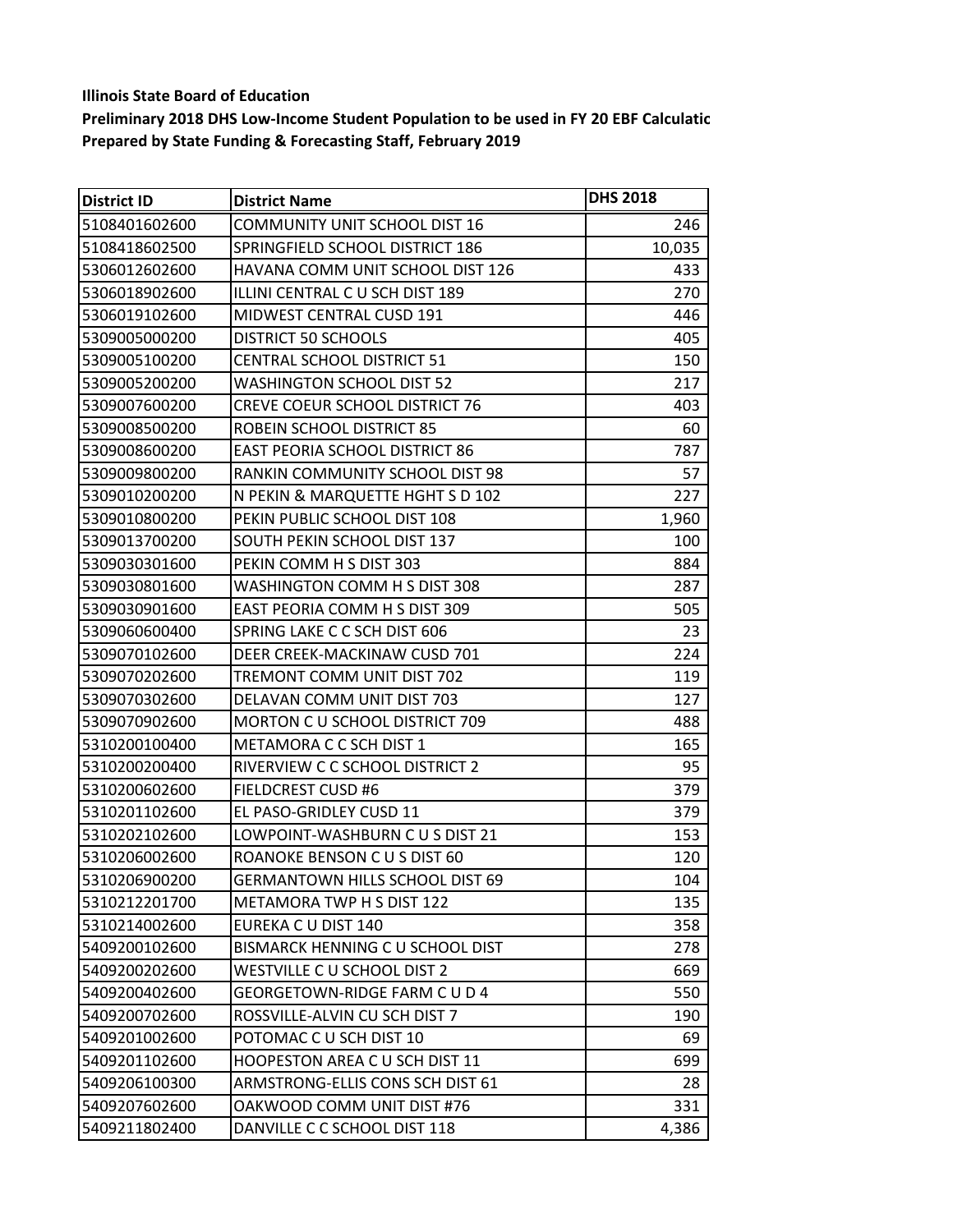**Illinois State Board of Education**

**Preliminary 2018 DHS Low-Income Student Population to be used in FY 20 EBF Calculatio**

**Prepared by State Funding & Forecasting Staff, February 2019**

| District ID | District Name | DHS 2018 |
|---|---|---|
| 5108401602600 | COMMUNITY UNIT SCHOOL DIST 16 | 246 |
| 5108418602500 | SPRINGFIELD SCHOOL DISTRICT 186 | 10,035 |
| 5306012602600 | HAVANA COMM UNIT SCHOOL DIST 126 | 433 |
| 5306018902600 | ILLINI CENTRAL C U SCH DIST 189 | 270 |
| 5306019102600 | MIDWEST CENTRAL CUSD 191 | 446 |
| 5309005000200 | DISTRICT 50 SCHOOLS | 405 |
| 5309005100200 | CENTRAL SCHOOL DISTRICT 51 | 150 |
| 5309005200200 | WASHINGTON SCHOOL DIST 52 | 217 |
| 5309007600200 | CREVE COEUR SCHOOL DISTRICT 76 | 403 |
| 5309008500200 | ROBEIN SCHOOL DISTRICT 85 | 60 |
| 5309008600200 | EAST PEORIA SCHOOL DISTRICT 86 | 787 |
| 5309009800200 | RANKIN COMMUNITY SCHOOL DIST 98 | 57 |
| 5309010200200 | N PEKIN & MARQUETTE HGHT S D 102 | 227 |
| 5309010800200 | PEKIN PUBLIC SCHOOL DIST 108 | 1,960 |
| 5309013700200 | SOUTH PEKIN SCHOOL DIST 137 | 100 |
| 5309030301600 | PEKIN COMM H S DIST 303 | 884 |
| 5309030801600 | WASHINGTON COMM H S DIST 308 | 287 |
| 5309030901600 | EAST PEORIA COMM H S DIST 309 | 505 |
| 5309060600400 | SPRING LAKE C C SCH DIST 606 | 23 |
| 5309070102600 | DEER CREEK-MACKINAW CUSD 701 | 224 |
| 5309070202600 | TREMONT COMM UNIT DIST 702 | 119 |
| 5309070302600 | DELAVAN COMM UNIT DIST 703 | 127 |
| 5309070902600 | MORTON C U SCHOOL DISTRICT 709 | 488 |
| 5310200100400 | METAMORA C C SCH DIST 1 | 165 |
| 5310200200400 | RIVERVIEW C C SCHOOL DISTRICT 2 | 95 |
| 5310200602600 | FIELDCREST CUSD #6 | 379 |
| 5310201102600 | EL PASO-GRIDLEY CUSD 11 | 379 |
| 5310202102600 | LOWPOINT-WASHBURN C U S DIST 21 | 153 |
| 5310206002600 | ROANOKE BENSON C U S DIST 60 | 120 |
| 5310206900200 | GERMANTOWN HILLS SCHOOL DIST 69 | 104 |
| 5310212201700 | METAMORA TWP H S DIST 122 | 135 |
| 5310214002600 | EUREKA C U DIST 140 | 358 |
| 5409200102600 | BISMARCK HENNING C U SCHOOL DIST | 278 |
| 5409200202600 | WESTVILLE C U SCHOOL DIST 2 | 669 |
| 5409200402600 | GEORGETOWN-RIDGE FARM C U D 4 | 550 |
| 5409200702600 | ROSSVILLE-ALVIN CU SCH DIST 7 | 190 |
| 5409201002600 | POTOMAC C U SCH DIST 10 | 69 |
| 5409201102600 | HOOPESTON AREA C U SCH DIST 11 | 699 |
| 5409206100300 | ARMSTRONG-ELLIS CONS SCH DIST 61 | 28 |
| 5409207602600 | OAKWOOD COMM UNIT DIST #76 | 331 |
| 5409211802400 | DANVILLE C C SCHOOL DIST 118 | 4,386 |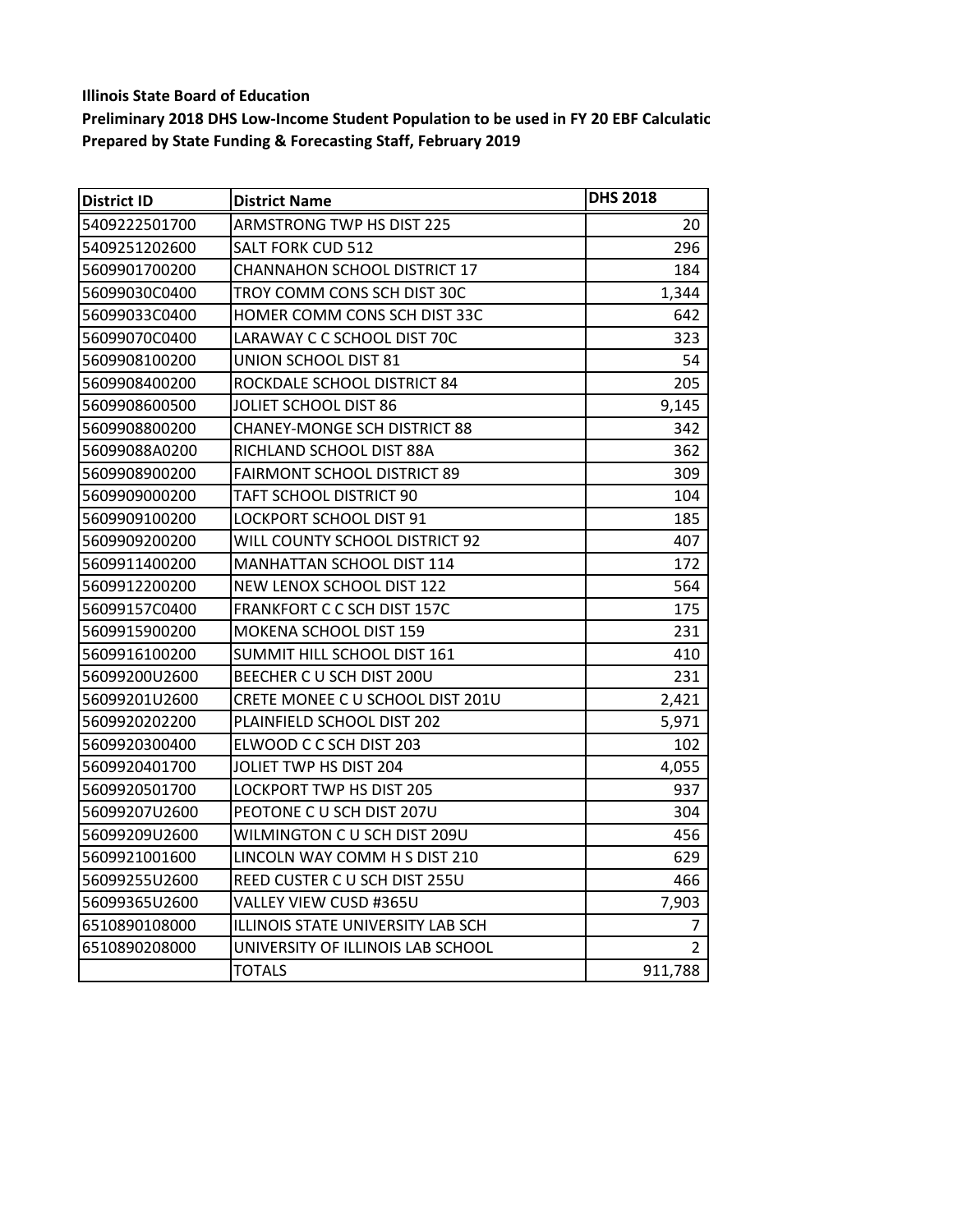**Illinois State Board of Education**

**Preliminary 2018 DHS Low-Income Student Population to be used in FY 20 EBF Calculatic**

**Prepared by State Funding & Forecasting Staff, February 2019**

| District ID | District Name | DHS 2018 |
|---|---|---|
| 5409222501700 | ARMSTRONG TWP HS DIST 225 | 20 |
| 5409251202600 | SALT FORK CUD 512 | 296 |
| 5609901700200 | CHANNAHON SCHOOL DISTRICT 17 | 184 |
| 56099030C0400 | TROY COMM CONS SCH DIST 30C | 1,344 |
| 56099033C0400 | HOMER COMM CONS SCH DIST 33C | 642 |
| 56099070C0400 | LARAWAY C C SCHOOL DIST 70C | 323 |
| 5609908100200 | UNION SCHOOL DIST 81 | 54 |
| 5609908400200 | ROCKDALE SCHOOL DISTRICT 84 | 205 |
| 5609908600500 | JOLIET SCHOOL DIST 86 | 9,145 |
| 5609908800200 | CHANEY-MONGE SCH DISTRICT 88 | 342 |
| 56099088A0200 | RICHLAND SCHOOL DIST 88A | 362 |
| 5609908900200 | FAIRMONT SCHOOL DISTRICT 89 | 309 |
| 5609909000200 | TAFT SCHOOL DISTRICT 90 | 104 |
| 5609909100200 | LOCKPORT SCHOOL DIST 91 | 185 |
| 5609909200200 | WILL COUNTY SCHOOL DISTRICT 92 | 407 |
| 5609911400200 | MANHATTAN SCHOOL DIST 114 | 172 |
| 5609912200200 | NEW LENOX SCHOOL DIST 122 | 564 |
| 56099157C0400 | FRANKFORT C C SCH DIST 157C | 175 |
| 5609915900200 | MOKENA SCHOOL DIST 159 | 231 |
| 5609916100200 | SUMMIT HILL SCHOOL DIST 161 | 410 |
| 56099200U2600 | BEECHER C U SCH DIST 200U | 231 |
| 56099201U2600 | CRETE MONEE C U SCHOOL DIST 201U | 2,421 |
| 5609920202200 | PLAINFIELD SCHOOL DIST 202 | 5,971 |
| 5609920300400 | ELWOOD C C SCH DIST 203 | 102 |
| 5609920401700 | JOLIET TWP HS DIST 204 | 4,055 |
| 5609920501700 | LOCKPORT TWP HS DIST 205 | 937 |
| 56099207U2600 | PEOTONE C U SCH DIST 207U | 304 |
| 56099209U2600 | WILMINGTON C U SCH DIST 209U | 456 |
| 5609921001600 | LINCOLN WAY COMM H S DIST 210 | 629 |
| 56099255U2600 | REED CUSTER C U SCH DIST 255U | 466 |
| 56099365U2600 | VALLEY VIEW CUSD #365U | 7,903 |
| 6510890108000 | ILLINOIS STATE UNIVERSITY LAB SCH | 7 |
| 6510890208000 | UNIVERSITY OF ILLINOIS LAB SCHOOL | 2 |
| | TOTALS | 911,788 |